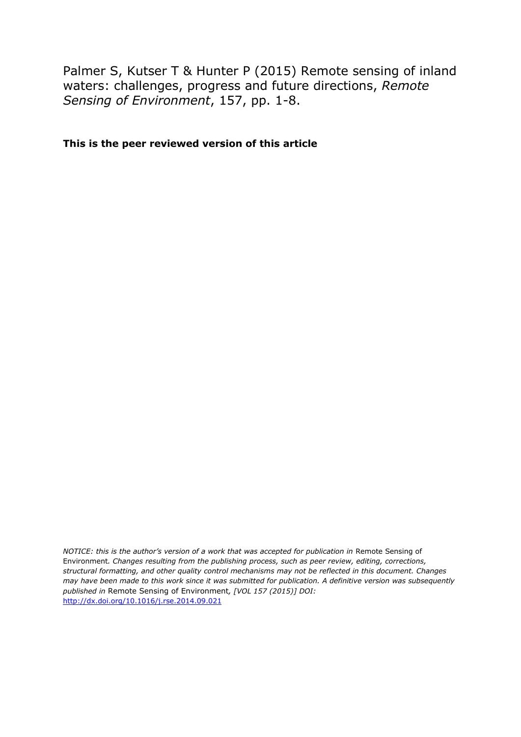Palmer S, Kutser T & Hunter P (2015) Remote sensing of inland waters: challenges, progress and future directions, *Remote Sensing of Environment*, 157, pp. 1-8.

**This is the peer reviewed version of this article**

*NOTICE: this is the author's version of a work that was accepted for publication in* Remote Sensing of Environment*. Changes resulting from the publishing process, such as peer review, editing, corrections, structural formatting, and other quality control mechanisms may not be reflected in this document. Changes may have been made to this work since it was submitted for publication. A definitive version was subsequently published in* Remote Sensing of Environment*, [VOL 157 (2015)] DOI:* [http://dx.doi.org/10.1016/j.rse.2014.09.021](http://dx.doi.org/10.1016/j.rse.2014.09.021)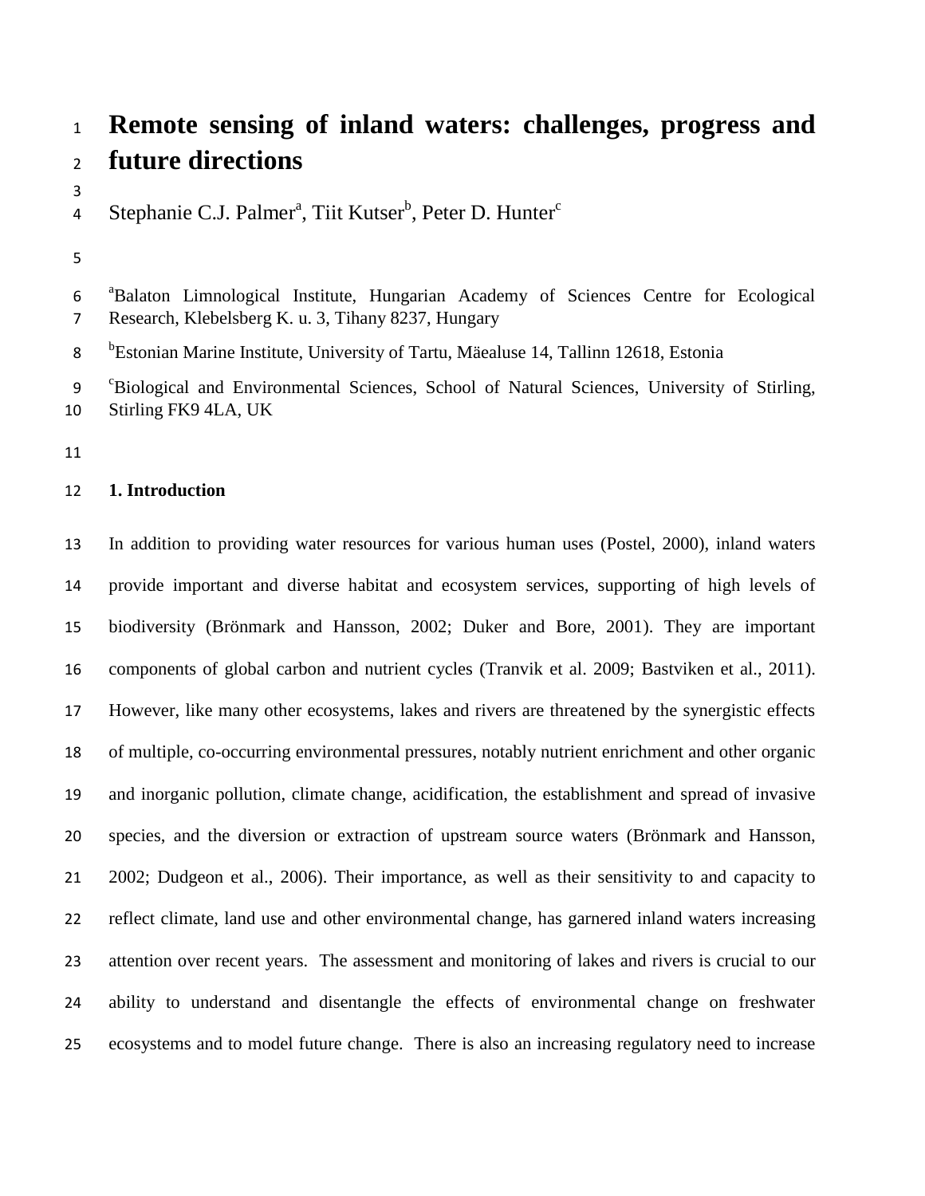# Remote sensing of inland waters: challenges, progress and future directions

Stephanie C.J. Palmer[a], Tiit Kutser[b], Peter D. Hunter[c]

[a]Balaton Limnological Institute, Hungarian Academy of Sciences Centre for Ecological Research, Klebelsberg K. u. 3, Tihany 8237, Hungary

[b]Estonian Marine Institute, University of Tartu, Mäealuse 14, Tallinn 12618, Estonia

[c]Biological and Environmental Sciences, School of Natural Sciences, University of Stirling, Stirling FK9 4LA, UK

## 1. Introduction

In addition to providing water resources for various human uses (Postel, 2000), inland waters provide important and diverse habitat and ecosystem services, supporting of high levels of biodiversity (Brönmark and Hansson, 2002; Duker and Bore, 2001). They are important components of global carbon and nutrient cycles (Tranvik et al. 2009; Bastviken et al., 2011). However, like many other ecosystems, lakes and rivers are threatened by the synergistic effects of multiple, co-occurring environmental pressures, notably nutrient enrichment and other organic and inorganic pollution, climate change, acidification, the establishment and spread of invasive species, and the diversion or extraction of upstream source waters (Brönmark and Hansson, 2002; Dudgeon et al., 2006). Their importance, as well as their sensitivity to and capacity to reflect climate, land use and other environmental change, has garnered inland waters increasing attention over recent years. The assessment and monitoring of lakes and rivers is crucial to our ability to understand and disentangle the effects of environmental change on freshwater ecosystems and to model future change. There is also an increasing regulatory need to increase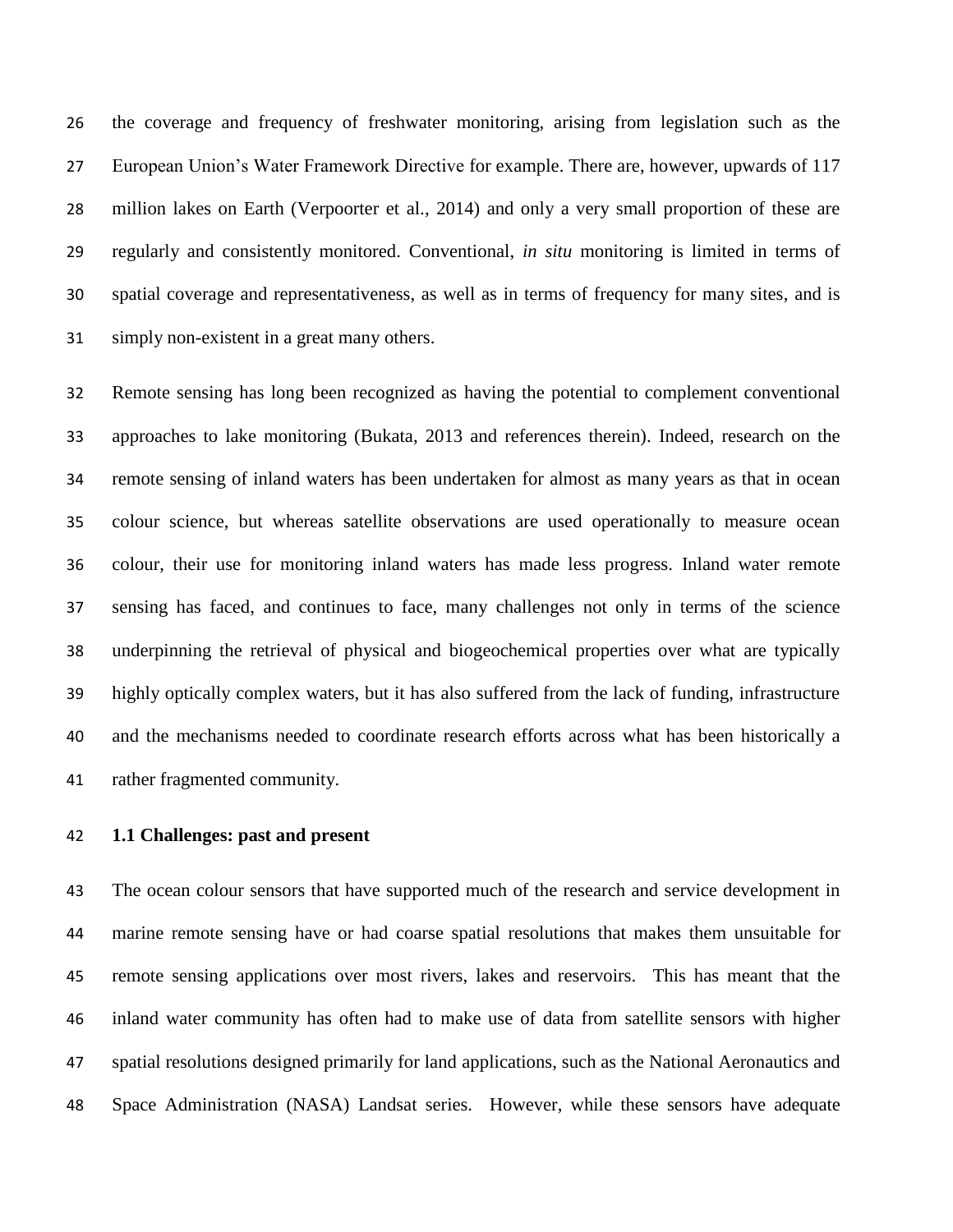the coverage and frequency of freshwater monitoring, arising from legislation such as the European Union's Water Framework Directive for example. There are, however, upwards of 117 million lakes on Earth (Verpoorter et al., 2014) and only a very small proportion of these are regularly and consistently monitored. Conventional, *in situ* monitoring is limited in terms of spatial coverage and representativeness, as well as in terms of frequency for many sites, and is simply non-existent in a great many others.

Remote sensing has long been recognized as having the potential to complement conventional approaches to lake monitoring (Bukata, 2013 and references therein). Indeed, research on the remote sensing of inland waters has been undertaken for almost as many years as that in ocean colour science, but whereas satellite observations are used operationally to measure ocean colour, their use for monitoring inland waters has made less progress. Inland water remote sensing has faced, and continues to face, many challenges not only in terms of the science underpinning the retrieval of physical and biogeochemical properties over what are typically highly optically complex waters, but it has also suffered from the lack of funding, infrastructure and the mechanisms needed to coordinate research efforts across what has been historically a rather fragmented community.

### 1.1 Challenges: past and present

The ocean colour sensors that have supported much of the research and service development in marine remote sensing have or had coarse spatial resolutions that makes them unsuitable for remote sensing applications over most rivers, lakes and reservoirs. This has meant that the inland water community has often had to make use of data from satellite sensors with higher spatial resolutions designed primarily for land applications, such as the National Aeronautics and Space Administration (NASA) Landsat series. However, while these sensors have adequate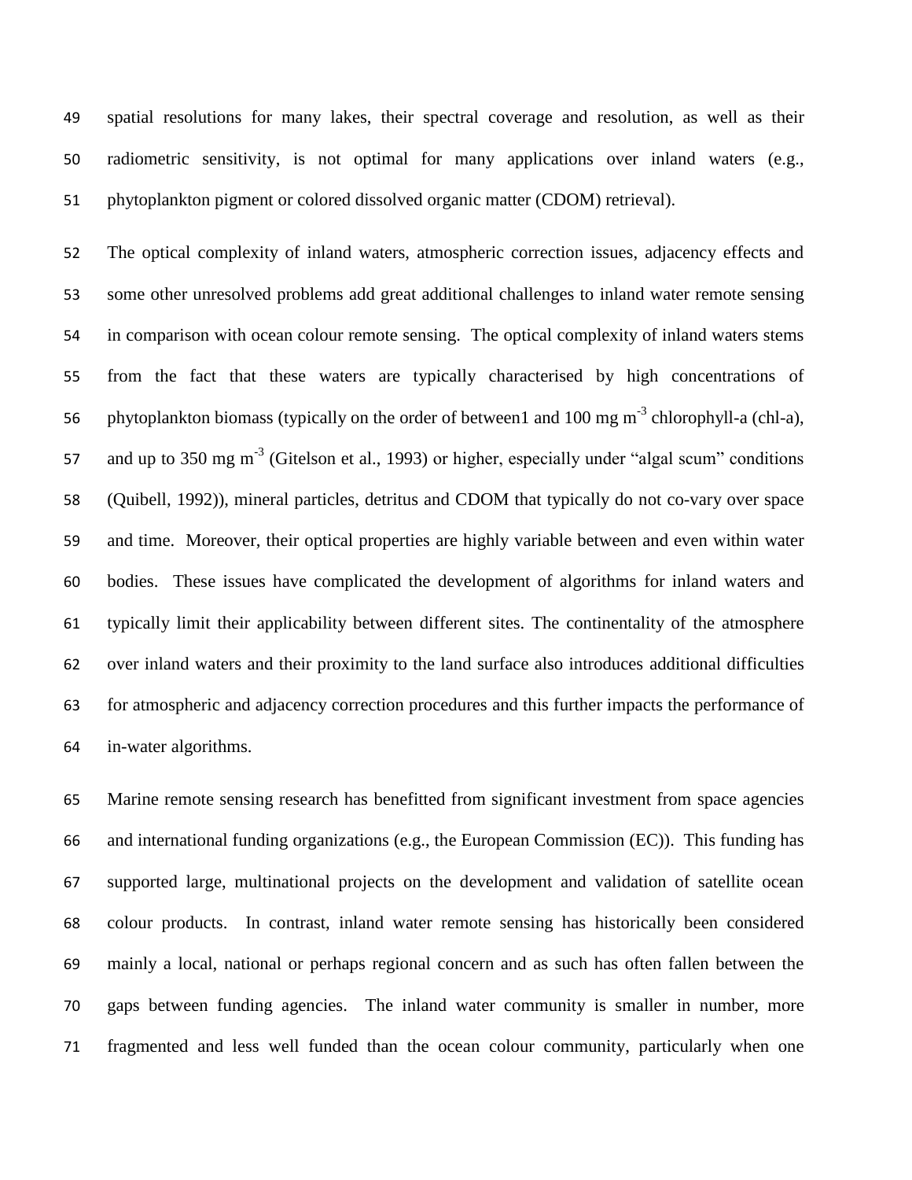spatial resolutions for many lakes, their spectral coverage and resolution, as well as their radiometric sensitivity, is not optimal for many applications over inland waters (e.g., phytoplankton pigment or colored dissolved organic matter (CDOM) retrieval).

The optical complexity of inland waters, atmospheric correction issues, adjacency effects and some other unresolved problems add great additional challenges to inland water remote sensing in comparison with ocean colour remote sensing. The optical complexity of inland waters stems from the fact that these waters are typically characterised by high concentrations of phytoplankton biomass (typically on the order of between1 and 100 mg $m^{-3}$ chlorophyll-a (chl-a), and up to 350 mg $m^{-3}$ (Gitelson et al., 1993) or higher, especially under "algal scum" conditions (Quibell, 1992)), mineral particles, detritus and CDOM that typically do not co-vary over space and time. Moreover, their optical properties are highly variable between and even within water bodies. These issues have complicated the development of algorithms for inland waters and typically limit their applicability between different sites. The continentality of the atmosphere over inland waters and their proximity to the land surface also introduces additional difficulties for atmospheric and adjacency correction procedures and this further impacts the performance of in-water algorithms.

Marine remote sensing research has benefitted from significant investment from space agencies and international funding organizations (e.g., the European Commission (EC)). This funding has supported large, multinational projects on the development and validation of satellite ocean colour products. In contrast, inland water remote sensing has historically been considered mainly a local, national or perhaps regional concern and as such has often fallen between the gaps between funding agencies. The inland water community is smaller in number, more fragmented and less well funded than the ocean colour community, particularly when one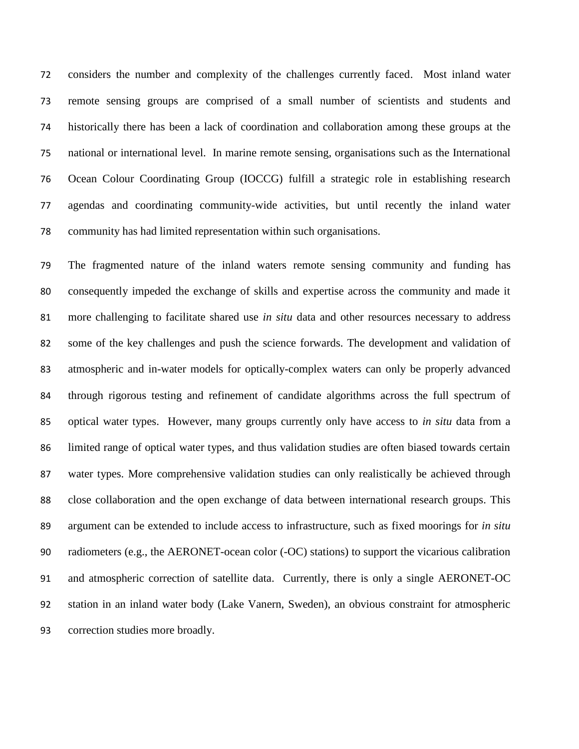considers the number and complexity of the challenges currently faced. Most inland water remote sensing groups are comprised of a small number of scientists and students and historically there has been a lack of coordination and collaboration among these groups at the national or international level. In marine remote sensing, organisations such as the International Ocean Colour Coordinating Group (IOCCG) fulfill a strategic role in establishing research agendas and coordinating community-wide activities, but until recently the inland water community has had limited representation within such organisations.

The fragmented nature of the inland waters remote sensing community and funding has consequently impeded the exchange of skills and expertise across the community and made it more challenging to facilitate shared use *in situ* data and other resources necessary to address some of the key challenges and push the science forwards. The development and validation of atmospheric and in-water models for optically-complex waters can only be properly advanced through rigorous testing and refinement of candidate algorithms across the full spectrum of optical water types. However, many groups currently only have access to *in situ* data from a limited range of optical water types, and thus validation studies are often biased towards certain water types. More comprehensive validation studies can only realistically be achieved through close collaboration and the open exchange of data between international research groups. This argument can be extended to include access to infrastructure, such as fixed moorings for *in situ* radiometers (e.g., the AERONET-ocean color (-OC) stations) to support the vicarious calibration and atmospheric correction of satellite data. Currently, there is only a single AERONET-OC station in an inland water body (Lake Vanern, Sweden), an obvious constraint for atmospheric correction studies more broadly.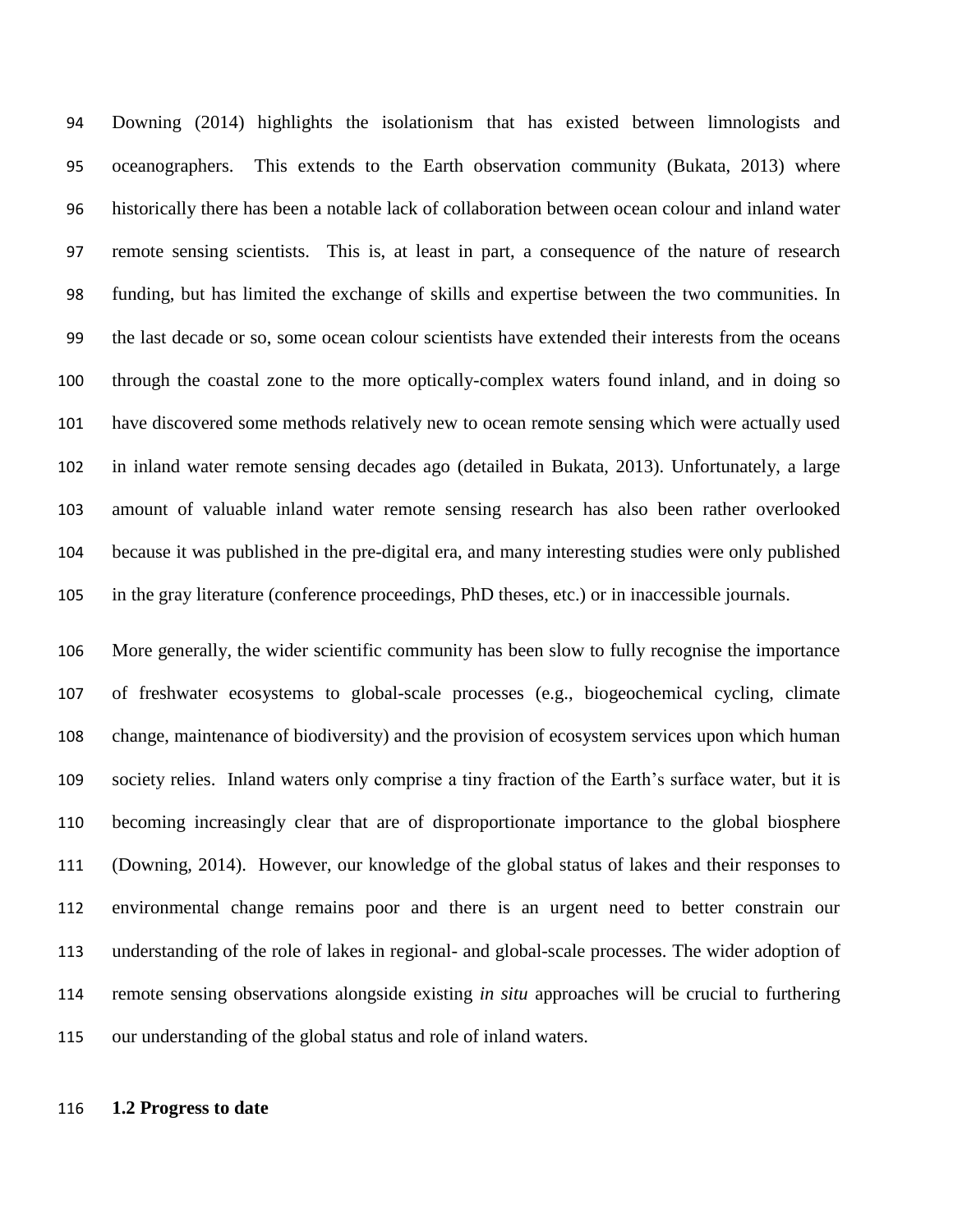Downing (2014) highlights the isolationism that has existed between limnologists and oceanographers. This extends to the Earth observation community (Bukata, 2013) where historically there has been a notable lack of collaboration between ocean colour and inland water remote sensing scientists. This is, at least in part, a consequence of the nature of research funding, but has limited the exchange of skills and expertise between the two communities. In the last decade or so, some ocean colour scientists have extended their interests from the oceans through the coastal zone to the more optically-complex waters found inland, and in doing so have discovered some methods relatively new to ocean remote sensing which were actually used in inland water remote sensing decades ago (detailed in Bukata, 2013). Unfortunately, a large amount of valuable inland water remote sensing research has also been rather overlooked because it was published in the pre-digital era, and many interesting studies were only published in the gray literature (conference proceedings, PhD theses, etc.) or in inaccessible journals.

More generally, the wider scientific community has been slow to fully recognise the importance of freshwater ecosystems to global-scale processes (e.g., biogeochemical cycling, climate change, maintenance of biodiversity) and the provision of ecosystem services upon which human society relies. Inland waters only comprise a tiny fraction of the Earth's surface water, but it is becoming increasingly clear that are of disproportionate importance to the global biosphere (Downing, 2014). However, our knowledge of the global status of lakes and their responses to environmental change remains poor and there is an urgent need to better constrain our understanding of the role of lakes in regional- and global-scale processes. The wider adoption of remote sensing observations alongside existing *in situ* approaches will be crucial to furthering our understanding of the global status and role of inland waters.

### 1.2 Progress to date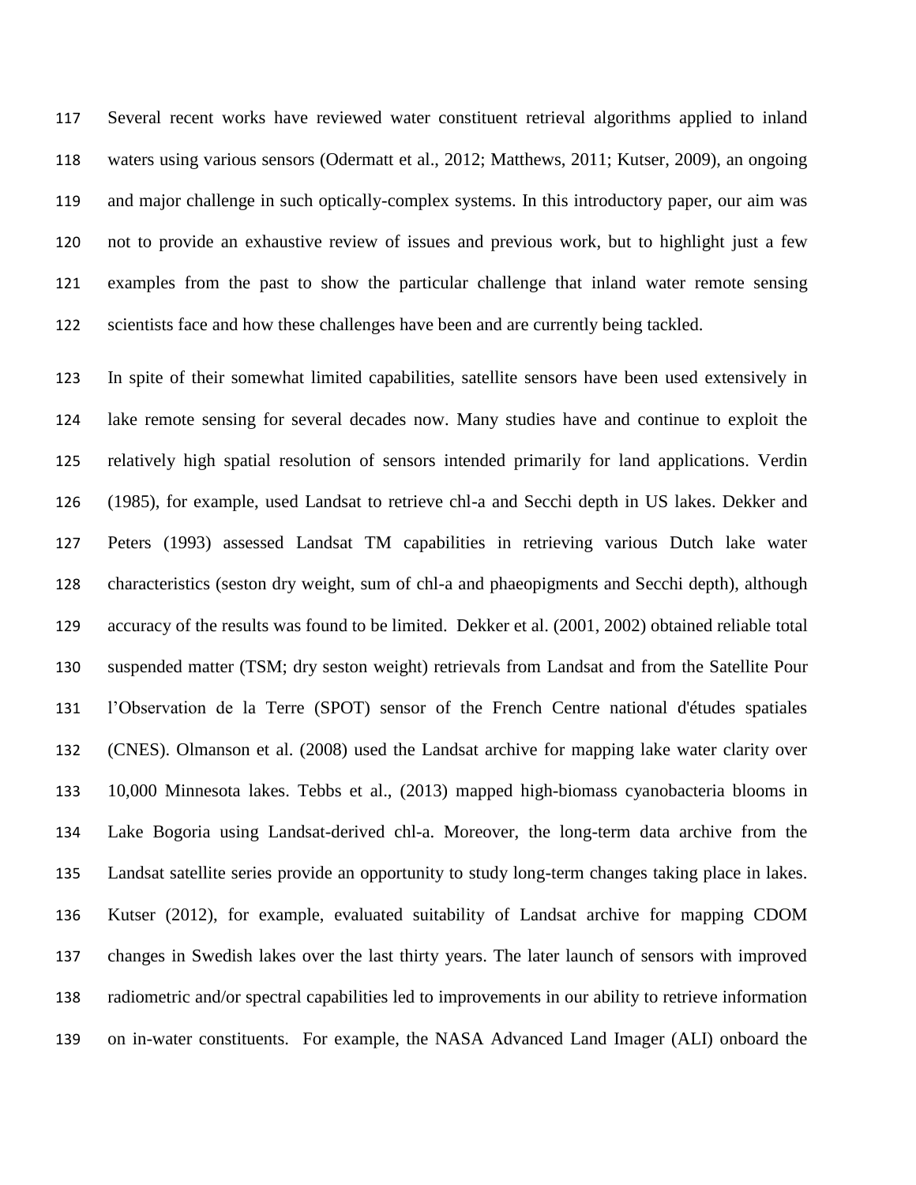Several recent works have reviewed water constituent retrieval algorithms applied to inland waters using various sensors (Odermatt et al., 2012; Matthews, 2011; Kutser, 2009), an ongoing and major challenge in such optically-complex systems. In this introductory paper, our aim was not to provide an exhaustive review of issues and previous work, but to highlight just a few examples from the past to show the particular challenge that inland water remote sensing scientists face and how these challenges have been and are currently being tackled.

In spite of their somewhat limited capabilities, satellite sensors have been used extensively in lake remote sensing for several decades now. Many studies have and continue to exploit the relatively high spatial resolution of sensors intended primarily for land applications. Verdin (1985), for example, used Landsat to retrieve chl-a and Secchi depth in US lakes. Dekker and Peters (1993) assessed Landsat TM capabilities in retrieving various Dutch lake water characteristics (seston dry weight, sum of chl-a and phaeopigments and Secchi depth), although accuracy of the results was found to be limited. Dekker et al. (2001, 2002) obtained reliable total suspended matter (TSM; dry seston weight) retrievals from Landsat and from the Satellite Pour l'Observation de la Terre (SPOT) sensor of the French Centre national d'études spatiales (CNES). Olmanson et al. (2008) used the Landsat archive for mapping lake water clarity over 10,000 Minnesota lakes. Tebbs et al., (2013) mapped high-biomass cyanobacteria blooms in Lake Bogoria using Landsat-derived chl-a. Moreover, the long-term data archive from the Landsat satellite series provide an opportunity to study long-term changes taking place in lakes. Kutser (2012), for example, evaluated suitability of Landsat archive for mapping CDOM changes in Swedish lakes over the last thirty years. The later launch of sensors with improved radiometric and/or spectral capabilities led to improvements in our ability to retrieve information on in-water constituents. For example, the NASA Advanced Land Imager (ALI) onboard the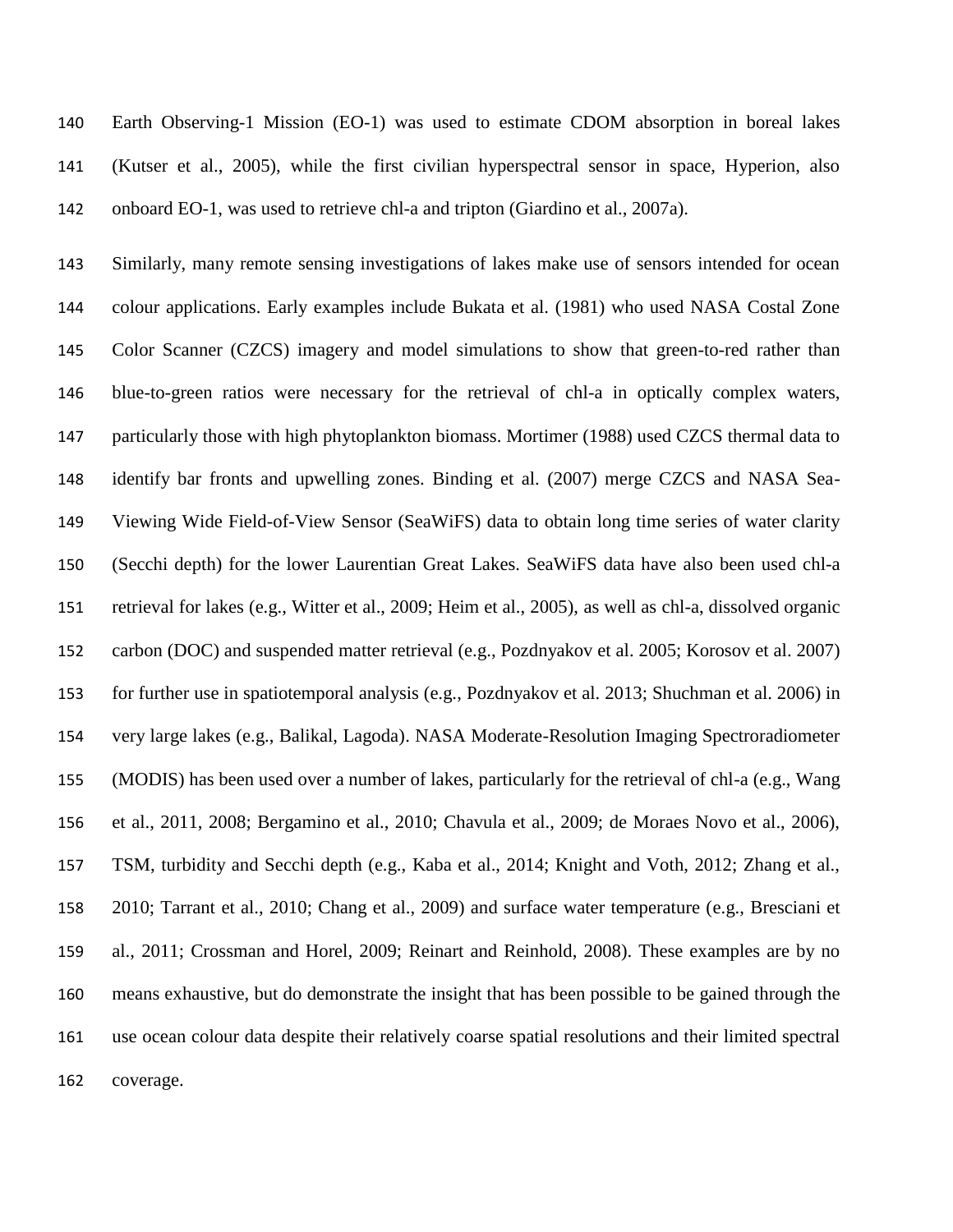Earth Observing-1 Mission (EO-1) was used to estimate CDOM absorption in boreal lakes (Kutser et al., 2005), while the first civilian hyperspectral sensor in space, Hyperion, also onboard EO-1, was used to retrieve chl-a and tripton (Giardino et al., 2007a).

Similarly, many remote sensing investigations of lakes make use of sensors intended for ocean colour applications. Early examples include Bukata et al. (1981) who used NASA Costal Zone Color Scanner (CZCS) imagery and model simulations to show that green-to-red rather than blue-to-green ratios were necessary for the retrieval of chl-a in optically complex waters, particularly those with high phytoplankton biomass. Mortimer (1988) used CZCS thermal data to identify bar fronts and upwelling zones. Binding et al. (2007) merge CZCS and NASA Sea-Viewing Wide Field-of-View Sensor (SeaWiFS) data to obtain long time series of water clarity (Secchi depth) for the lower Laurentian Great Lakes. SeaWiFS data have also been used chl-a retrieval for lakes (e.g., Witter et al., 2009; Heim et al., 2005), as well as chl-a, dissolved organic carbon (DOC) and suspended matter retrieval (e.g., Pozdnyakov et al. 2005; Korosov et al. 2007) for further use in spatiotemporal analysis (e.g., Pozdnyakov et al. 2013; Shuchman et al. 2006) in very large lakes (e.g., Balikal, Lagoda). NASA Moderate-Resolution Imaging Spectroradiometer (MODIS) has been used over a number of lakes, particularly for the retrieval of chl-a (e.g., Wang et al., 2011, 2008; Bergamino et al., 2010; Chavula et al., 2009; de Moraes Novo et al., 2006), TSM, turbidity and Secchi depth (e.g., Kaba et al., 2014; Knight and Voth, 2012; Zhang et al., 2010; Tarrant et al., 2010; Chang et al., 2009) and surface water temperature (e.g., Bresciani et al., 2011; Crossman and Horel, 2009; Reinart and Reinhold, 2008). These examples are by no means exhaustive, but do demonstrate the insight that has been possible to be gained through the use ocean colour data despite their relatively coarse spatial resolutions and their limited spectral coverage.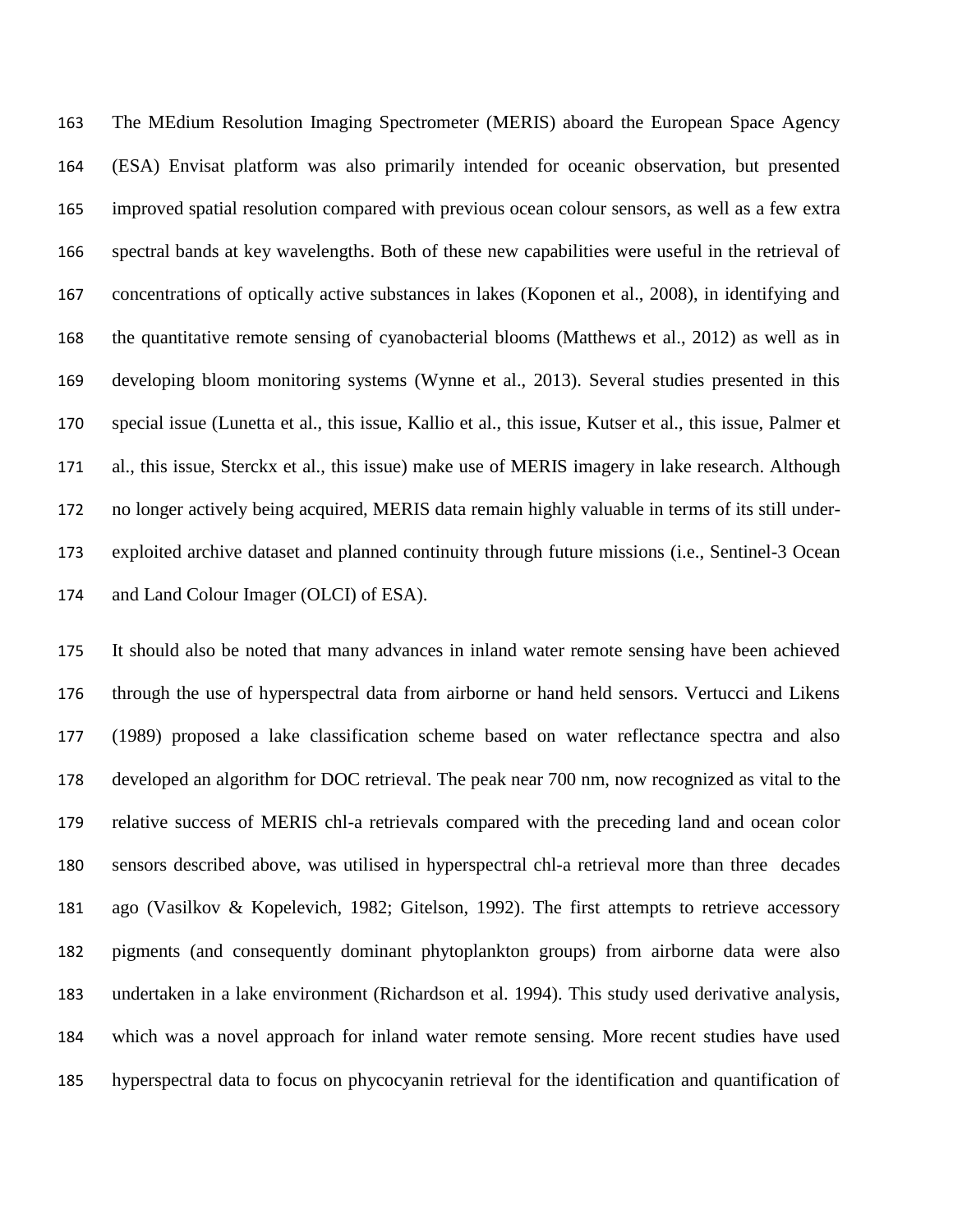The MEdium Resolution Imaging Spectrometer (MERIS) aboard the European Space Agency (ESA) Envisat platform was also primarily intended for oceanic observation, but presented improved spatial resolution compared with previous ocean colour sensors, as well as a few extra spectral bands at key wavelengths. Both of these new capabilities were useful in the retrieval of concentrations of optically active substances in lakes (Koponen et al., 2008), in identifying and the quantitative remote sensing of cyanobacterial blooms (Matthews et al., 2012) as well as in developing bloom monitoring systems (Wynne et al., 2013). Several studies presented in this special issue (Lunetta et al., this issue, Kallio et al., this issue, Kutser et al., this issue, Palmer et al., this issue, Sterckx et al., this issue) make use of MERIS imagery in lake research. Although no longer actively being acquired, MERIS data remain highly valuable in terms of its still under-exploited archive dataset and planned continuity through future missions (i.e., Sentinel-3 Ocean and Land Colour Imager (OLCI) of ESA).

It should also be noted that many advances in inland water remote sensing have been achieved through the use of hyperspectral data from airborne or hand held sensors. Vertucci and Likens (1989) proposed a lake classification scheme based on water reflectance spectra and also developed an algorithm for DOC retrieval. The peak near 700 nm, now recognized as vital to the relative success of MERIS chl-a retrievals compared with the preceding land and ocean color sensors described above, was utilised in hyperspectral chl-a retrieval more than three decades ago (Vasilkov & Kopelevich, 1982; Gitelson, 1992). The first attempts to retrieve accessory pigments (and consequently dominant phytoplankton groups) from airborne data were also undertaken in a lake environment (Richardson et al. 1994). This study used derivative analysis, which was a novel approach for inland water remote sensing. More recent studies have used hyperspectral data to focus on phycocyanin retrieval for the identification and quantification of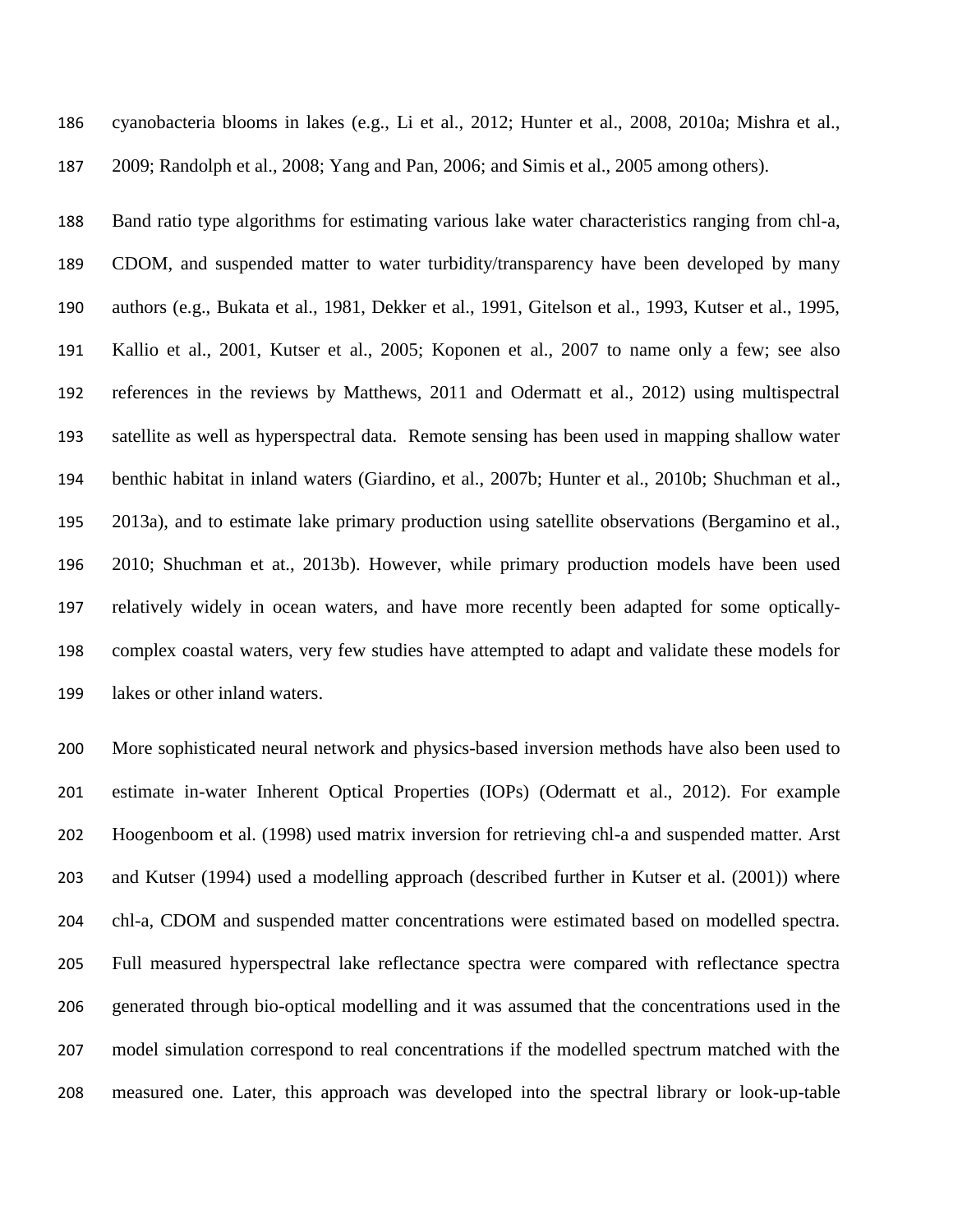cyanobacteria blooms in lakes (e.g., Li et al., 2012; Hunter et al., 2008, 2010a; Mishra et al., 2009; Randolph et al., 2008; Yang and Pan, 2006; and Simis et al., 2005 among others).

Band ratio type algorithms for estimating various lake water characteristics ranging from chl-a, CDOM, and suspended matter to water turbidity/transparency have been developed by many authors (e.g., Bukata et al., 1981, Dekker et al., 1991, Gitelson et al., 1993, Kutser et al., 1995, Kallio et al., 2001, Kutser et al., 2005; Koponen et al., 2007 to name only a few; see also references in the reviews by Matthews, 2011 and Odermatt et al., 2012) using multispectral satellite as well as hyperspectral data. Remote sensing has been used in mapping shallow water benthic habitat in inland waters (Giardino, et al., 2007b; Hunter et al., 2010b; Shuchman et al., 2013a), and to estimate lake primary production using satellite observations (Bergamino et al., 2010; Shuchman et at., 2013b). However, while primary production models have been used relatively widely in ocean waters, and have more recently been adapted for some optically-complex coastal waters, very few studies have attempted to adapt and validate these models for lakes or other inland waters.

More sophisticated neural network and physics-based inversion methods have also been used to estimate in-water Inherent Optical Properties (IOPs) (Odermatt et al., 2012). For example Hoogenboom et al. (1998) used matrix inversion for retrieving chl-a and suspended matter. Arst and Kutser (1994) used a modelling approach (described further in Kutser et al. (2001)) where chl-a, CDOM and suspended matter concentrations were estimated based on modelled spectra. Full measured hyperspectral lake reflectance spectra were compared with reflectance spectra generated through bio-optical modelling and it was assumed that the concentrations used in the model simulation correspond to real concentrations if the modelled spectrum matched with the measured one. Later, this approach was developed into the spectral library or look-up-table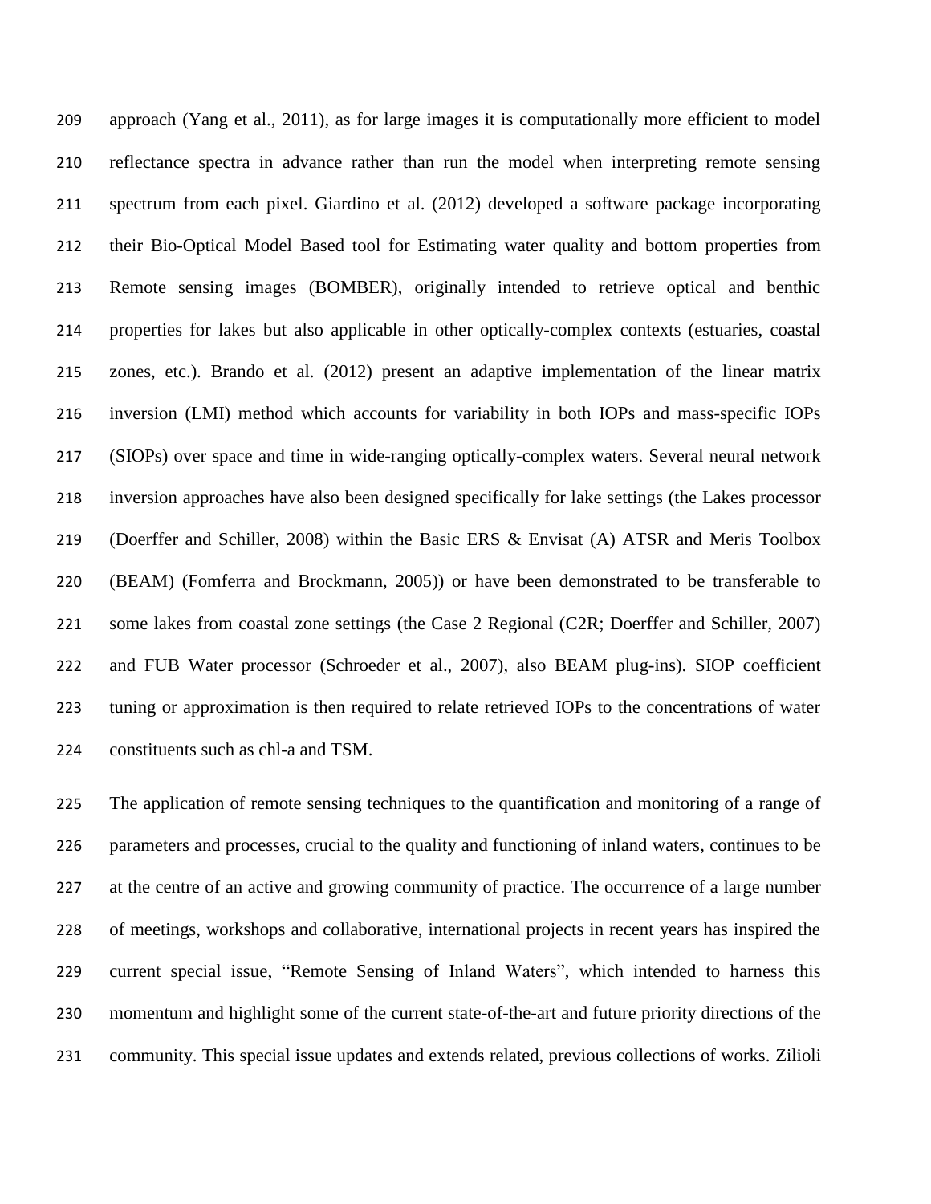approach (Yang et al., 2011), as for large images it is computationally more efficient to model reflectance spectra in advance rather than run the model when interpreting remote sensing spectrum from each pixel. Giardino et al. (2012) developed a software package incorporating their Bio-Optical Model Based tool for Estimating water quality and bottom properties from Remote sensing images (BOMBER), originally intended to retrieve optical and benthic properties for lakes but also applicable in other optically-complex contexts (estuaries, coastal zones, etc.). Brando et al. (2012) present an adaptive implementation of the linear matrix inversion (LMI) method which accounts for variability in both IOPs and mass-specific IOPs (SIOPs) over space and time in wide-ranging optically-complex waters. Several neural network inversion approaches have also been designed specifically for lake settings (the Lakes processor (Doerffer and Schiller, 2008) within the Basic ERS & Envisat (A) ATSR and Meris Toolbox (BEAM) (Fomferra and Brockmann, 2005)) or have been demonstrated to be transferable to some lakes from coastal zone settings (the Case 2 Regional (C2R; Doerffer and Schiller, 2007) and FUB Water processor (Schroeder et al., 2007), also BEAM plug-ins). SIOP coefficient tuning or approximation is then required to relate retrieved IOPs to the concentrations of water constituents such as chl-a and TSM.

The application of remote sensing techniques to the quantification and monitoring of a range of parameters and processes, crucial to the quality and functioning of inland waters, continues to be at the centre of an active and growing community of practice. The occurrence of a large number of meetings, workshops and collaborative, international projects in recent years has inspired the current special issue, "Remote Sensing of Inland Waters", which intended to harness this momentum and highlight some of the current state-of-the-art and future priority directions of the community. This special issue updates and extends related, previous collections of works. Zilioli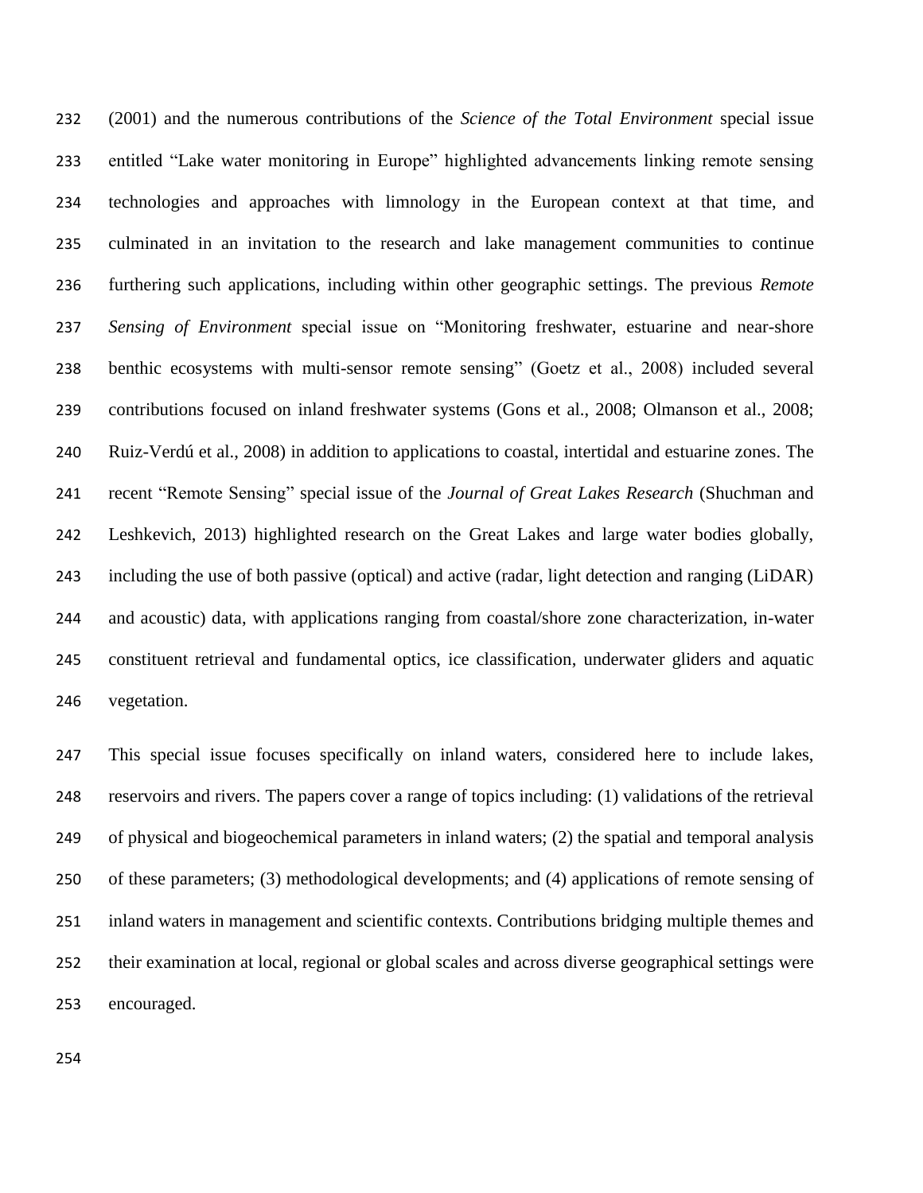(2001) and the numerous contributions of the *Science of the Total Environment* special issue entitled "Lake water monitoring in Europe" highlighted advancements linking remote sensing technologies and approaches with limnology in the European context at that time, and culminated in an invitation to the research and lake management communities to continue furthering such applications, including within other geographic settings. The previous *Remote Sensing of Environment* special issue on "Monitoring freshwater, estuarine and near-shore benthic ecosystems with multi-sensor remote sensing" (Goetz et al., 2008) included several contributions focused on inland freshwater systems (Gons et al., 2008; Olmanson et al., 2008; Ruiz-Verdú et al., 2008) in addition to applications to coastal, intertidal and estuarine zones. The recent "Remote Sensing" special issue of the *Journal of Great Lakes Research* (Shuchman and Leshkevich, 2013) highlighted research on the Great Lakes and large water bodies globally, including the use of both passive (optical) and active (radar, light detection and ranging (LiDAR) and acoustic) data, with applications ranging from coastal/shore zone characterization, in-water constituent retrieval and fundamental optics, ice classification, underwater gliders and aquatic vegetation.

This special issue focuses specifically on inland waters, considered here to include lakes, reservoirs and rivers. The papers cover a range of topics including: (1) validations of the retrieval of physical and biogeochemical parameters in inland waters; (2) the spatial and temporal analysis of these parameters; (3) methodological developments; and (4) applications of remote sensing of inland waters in management and scientific contexts. Contributions bridging multiple themes and their examination at local, regional or global scales and across diverse geographical settings were encouraged.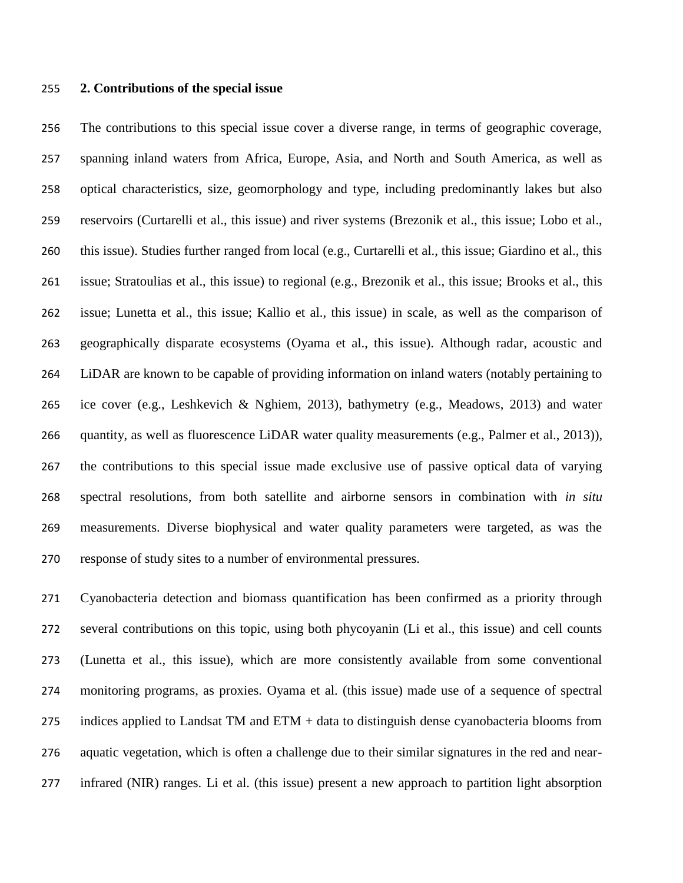## 2. Contributions of the special issue

The contributions to this special issue cover a diverse range, in terms of geographic coverage, spanning inland waters from Africa, Europe, Asia, and North and South America, as well as optical characteristics, size, geomorphology and type, including predominantly lakes but also reservoirs (Curtarelli et al., this issue) and river systems (Brezonik et al., this issue; Lobo et al., this issue). Studies further ranged from local (e.g., Curtarelli et al., this issue; Giardino et al., this issue; Stratoulias et al., this issue) to regional (e.g., Brezonik et al., this issue; Brooks et al., this issue; Lunetta et al., this issue; Kallio et al., this issue) in scale, as well as the comparison of geographically disparate ecosystems (Oyama et al., this issue). Although radar, acoustic and LiDAR are known to be capable of providing information on inland waters (notably pertaining to ice cover (e.g., Leshkevich & Nghiem, 2013), bathymetry (e.g., Meadows, 2013) and water quantity, as well as fluorescence LiDAR water quality measurements (e.g., Palmer et al., 2013)), the contributions to this special issue made exclusive use of passive optical data of varying spectral resolutions, from both satellite and airborne sensors in combination with *in situ* measurements. Diverse biophysical and water quality parameters were targeted, as was the response of study sites to a number of environmental pressures.

Cyanobacteria detection and biomass quantification has been confirmed as a priority through several contributions on this topic, using both phycoyanin (Li et al., this issue) and cell counts (Lunetta et al., this issue), which are more consistently available from some conventional monitoring programs, as proxies. Oyama et al. (this issue) made use of a sequence of spectral indices applied to Landsat TM and ETM + data to distinguish dense cyanobacteria blooms from aquatic vegetation, which is often a challenge due to their similar signatures in the red and near-infrared (NIR) ranges. Li et al. (this issue) present a new approach to partition light absorption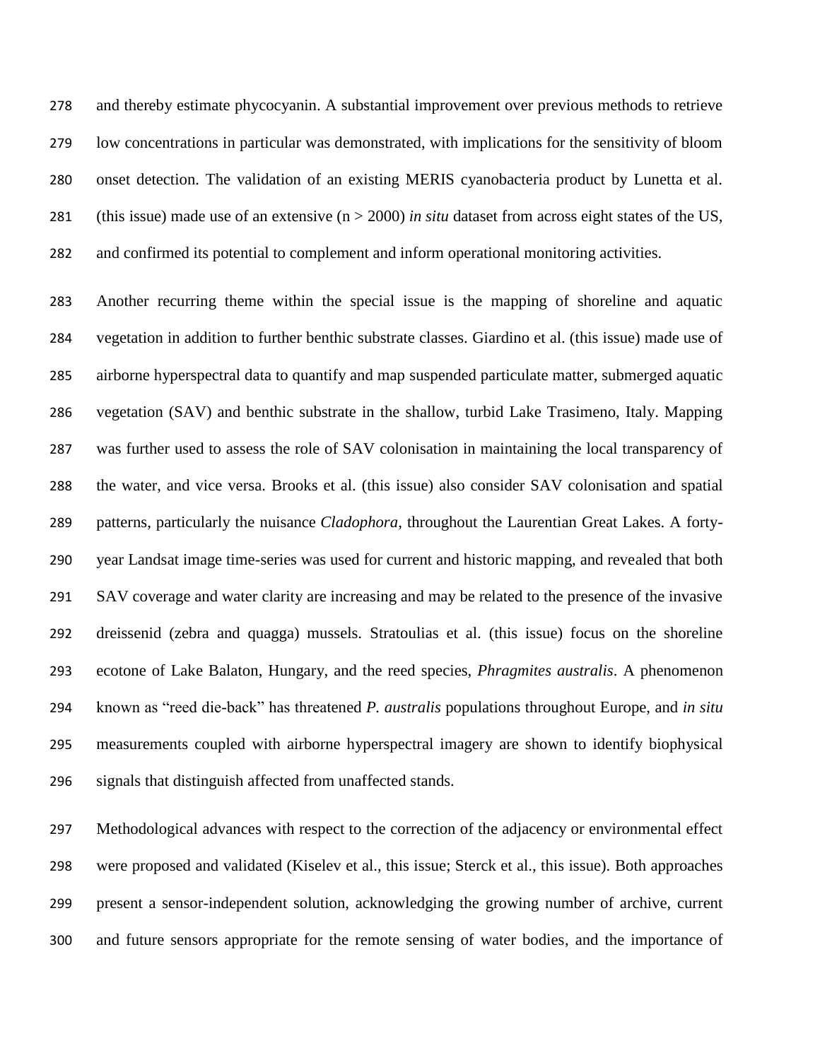and thereby estimate phycocyanin. A substantial improvement over previous methods to retrieve low concentrations in particular was demonstrated, with implications for the sensitivity of bloom onset detection. The validation of an existing MERIS cyanobacteria product by Lunetta et al. (this issue) made use of an extensive ($n > 2000$) *in situ* dataset from across eight states of the US, and confirmed its potential to complement and inform operational monitoring activities.

Another recurring theme within the special issue is the mapping of shoreline and aquatic vegetation in addition to further benthic substrate classes. Giardino et al. (this issue) made use of airborne hyperspectral data to quantify and map suspended particulate matter, submerged aquatic vegetation (SAV) and benthic substrate in the shallow, turbid Lake Trasimeno, Italy. Mapping was further used to assess the role of SAV colonisation in maintaining the local transparency of the water, and vice versa. Brooks et al. (this issue) also consider SAV colonisation and spatial patterns, particularly the nuisance *Cladophora*, throughout the Laurentian Great Lakes. A forty-year Landsat image time-series was used for current and historic mapping, and revealed that both SAV coverage and water clarity are increasing and may be related to the presence of the invasive dreissenid (zebra and quagga) mussels. Stratoulias et al. (this issue) focus on the shoreline ecotone of Lake Balaton, Hungary, and the reed species, *Phragmites australis*. A phenomenon known as "reed die-back" has threatened *P. australis* populations throughout Europe, and *in situ* measurements coupled with airborne hyperspectral imagery are shown to identify biophysical signals that distinguish affected from unaffected stands.

Methodological advances with respect to the correction of the adjacency or environmental effect were proposed and validated (Kiselev et al., this issue; Sterck et al., this issue). Both approaches present a sensor-independent solution, acknowledging the growing number of archive, current and future sensors appropriate for the remote sensing of water bodies, and the importance of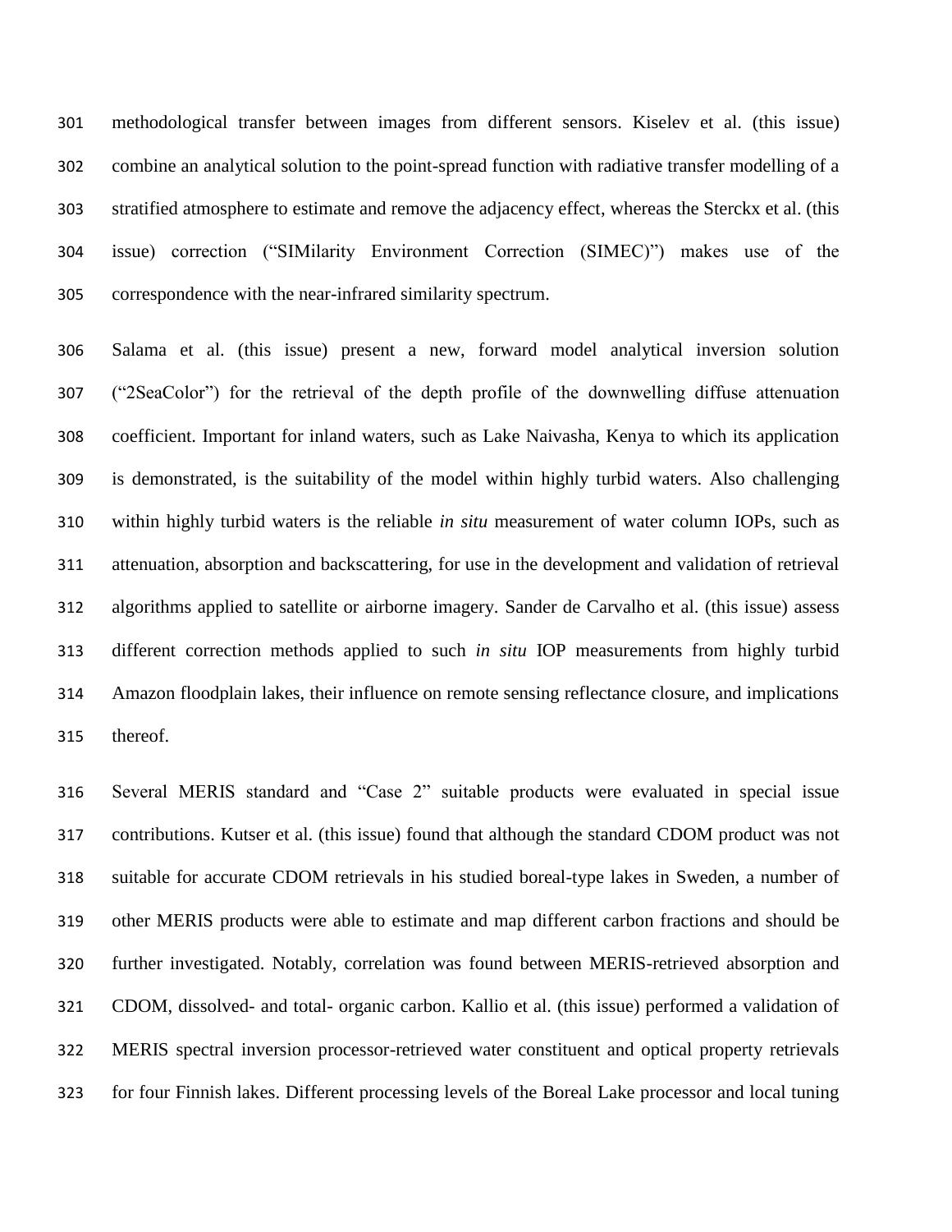methodological transfer between images from different sensors. Kiselev et al. (this issue) combine an analytical solution to the point-spread function with radiative transfer modelling of a stratified atmosphere to estimate and remove the adjacency effect, whereas the Sterckx et al. (this issue) correction ("SIMilarity Environment Correction (SIMEC)") makes use of the correspondence with the near-infrared similarity spectrum.

Salama et al. (this issue) present a new, forward model analytical inversion solution ("2SeaColor") for the retrieval of the depth profile of the downwelling diffuse attenuation coefficient. Important for inland waters, such as Lake Naivasha, Kenya to which its application is demonstrated, is the suitability of the model within highly turbid waters. Also challenging within highly turbid waters is the reliable *in situ* measurement of water column IOPs, such as attenuation, absorption and backscattering, for use in the development and validation of retrieval algorithms applied to satellite or airborne imagery. Sander de Carvalho et al. (this issue) assess different correction methods applied to such *in situ* IOP measurements from highly turbid Amazon floodplain lakes, their influence on remote sensing reflectance closure, and implications thereof.

Several MERIS standard and "Case 2" suitable products were evaluated in special issue contributions. Kutser et al. (this issue) found that although the standard CDOM product was not suitable for accurate CDOM retrievals in his studied boreal-type lakes in Sweden, a number of other MERIS products were able to estimate and map different carbon fractions and should be further investigated. Notably, correlation was found between MERIS-retrieved absorption and CDOM, dissolved- and total- organic carbon. Kallio et al. (this issue) performed a validation of MERIS spectral inversion processor-retrieved water constituent and optical property retrievals for four Finnish lakes. Different processing levels of the Boreal Lake processor and local tuning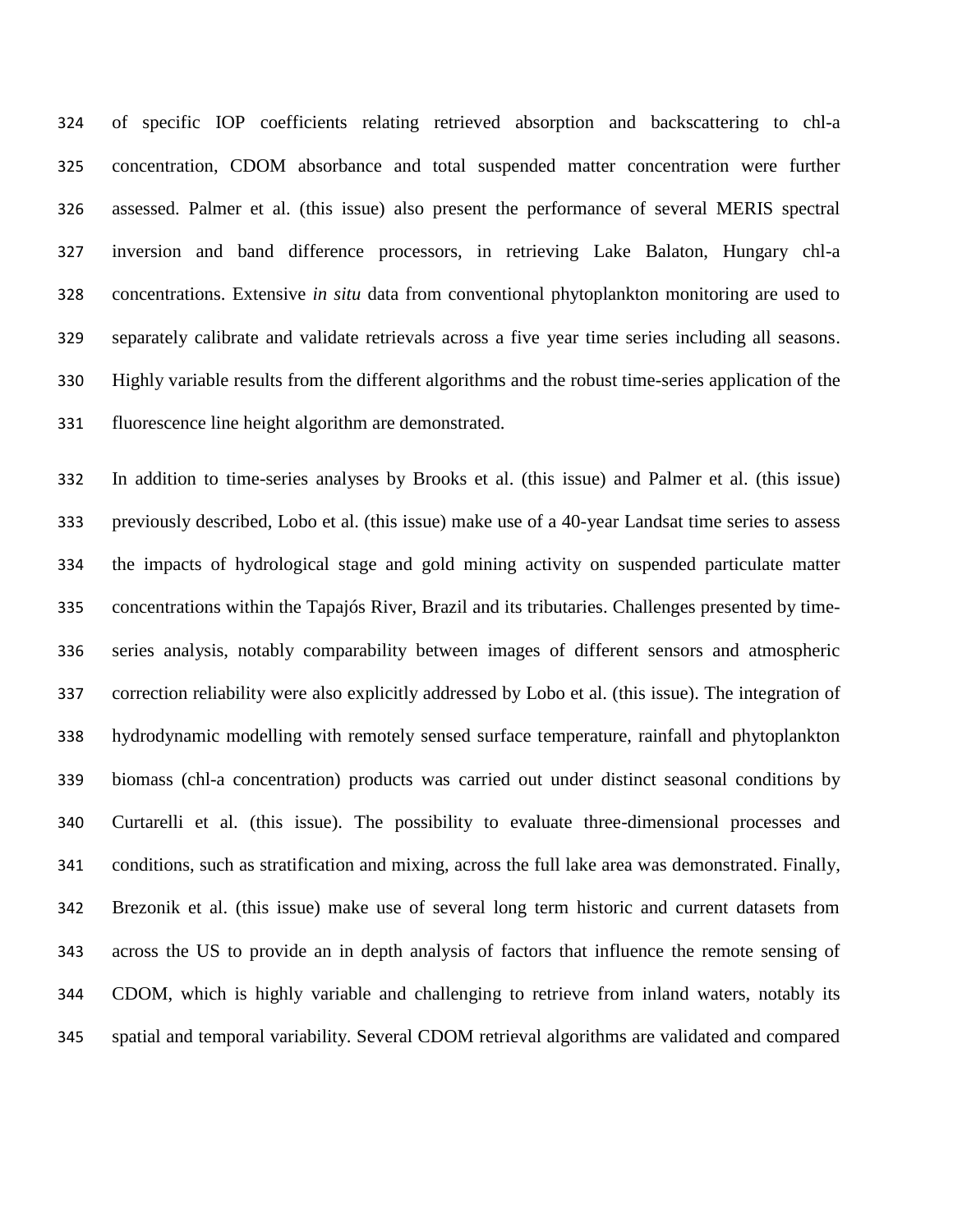of specific IOP coefficients relating retrieved absorption and backscattering to chl-a concentration, CDOM absorbance and total suspended matter concentration were further assessed. Palmer et al. (this issue) also present the performance of several MERIS spectral inversion and band difference processors, in retrieving Lake Balaton, Hungary chl-a concentrations. Extensive *in situ* data from conventional phytoplankton monitoring are used to separately calibrate and validate retrievals across a five year time series including all seasons. Highly variable results from the different algorithms and the robust time-series application of the fluorescence line height algorithm are demonstrated.

In addition to time-series analyses by Brooks et al. (this issue) and Palmer et al. (this issue) previously described, Lobo et al. (this issue) make use of a 40-year Landsat time series to assess the impacts of hydrological stage and gold mining activity on suspended particulate matter concentrations within the Tapajós River, Brazil and its tributaries. Challenges presented by time-series analysis, notably comparability between images of different sensors and atmospheric correction reliability were also explicitly addressed by Lobo et al. (this issue). The integration of hydrodynamic modelling with remotely sensed surface temperature, rainfall and phytoplankton biomass (chl-a concentration) products was carried out under distinct seasonal conditions by Curtarelli et al. (this issue). The possibility to evaluate three-dimensional processes and conditions, such as stratification and mixing, across the full lake area was demonstrated. Finally, Brezonik et al. (this issue) make use of several long term historic and current datasets from across the US to provide an in depth analysis of factors that influence the remote sensing of CDOM, which is highly variable and challenging to retrieve from inland waters, notably its spatial and temporal variability. Several CDOM retrieval algorithms are validated and compared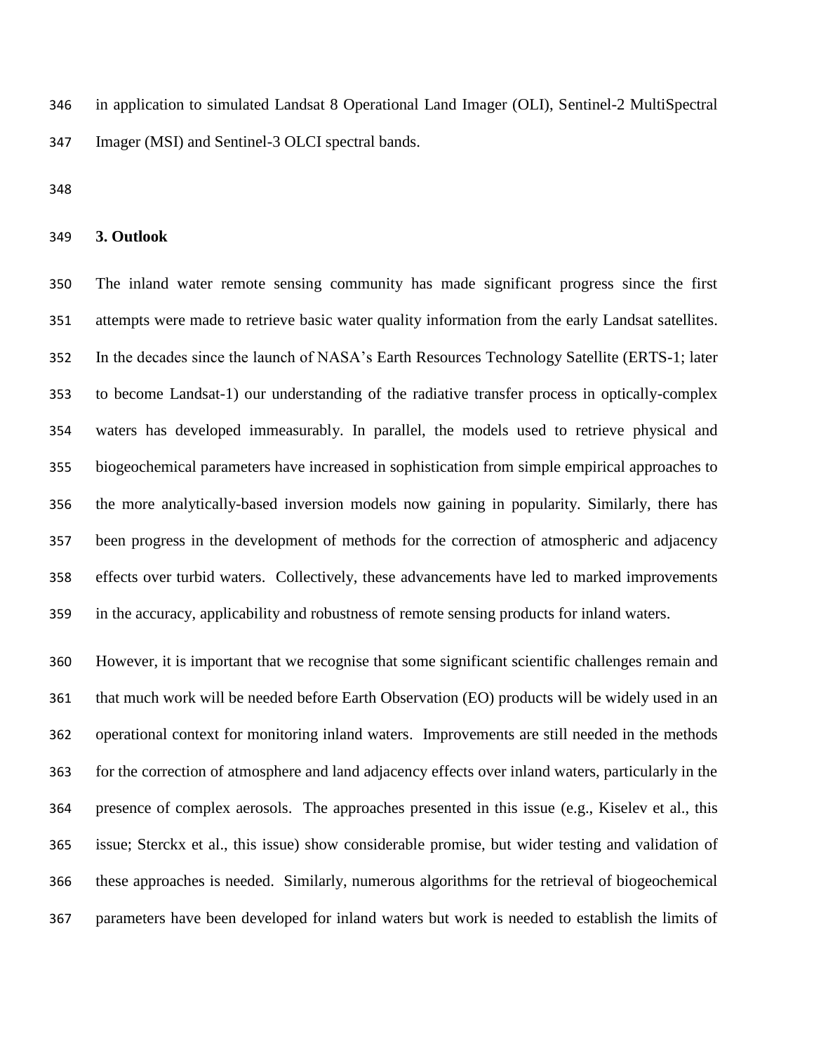in application to simulated Landsat 8 Operational Land Imager (OLI), Sentinel-2 MultiSpectral Imager (MSI) and Sentinel-3 OLCI spectral bands.

## 3. Outlook

The inland water remote sensing community has made significant progress since the first attempts were made to retrieve basic water quality information from the early Landsat satellites. In the decades since the launch of NASA's Earth Resources Technology Satellite (ERTS-1; later to become Landsat-1) our understanding of the radiative transfer process in optically-complex waters has developed immeasurably. In parallel, the models used to retrieve physical and biogeochemical parameters have increased in sophistication from simple empirical approaches to the more analytically-based inversion models now gaining in popularity. Similarly, there has been progress in the development of methods for the correction of atmospheric and adjacency effects over turbid waters. Collectively, these advancements have led to marked improvements in the accuracy, applicability and robustness of remote sensing products for inland waters.

However, it is important that we recognise that some significant scientific challenges remain and that much work will be needed before Earth Observation (EO) products will be widely used in an operational context for monitoring inland waters. Improvements are still needed in the methods for the correction of atmosphere and land adjacency effects over inland waters, particularly in the presence of complex aerosols. The approaches presented in this issue (e.g., Kiselev et al., this issue; Sterckx et al., this issue) show considerable promise, but wider testing and validation of these approaches is needed. Similarly, numerous algorithms for the retrieval of biogeochemical parameters have been developed for inland waters but work is needed to establish the limits of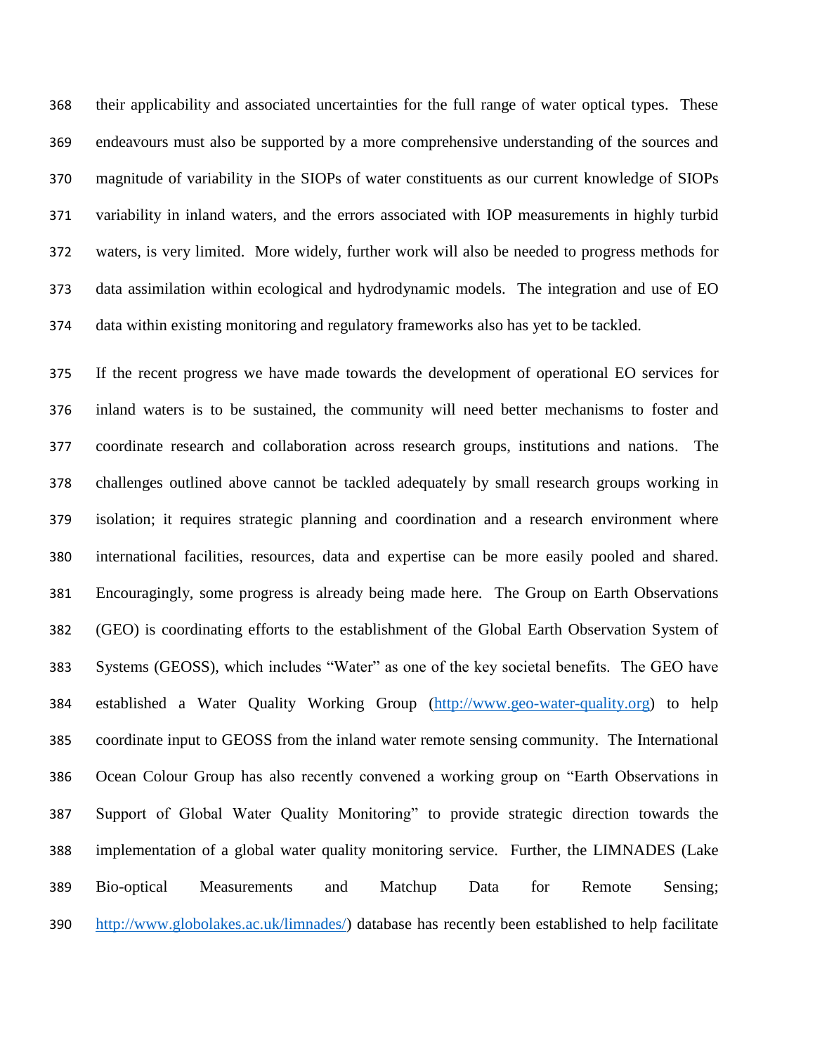their applicability and associated uncertainties for the full range of water optical types. These endeavours must also be supported by a more comprehensive understanding of the sources and magnitude of variability in the SIOPs of water constituents as our current knowledge of SIOPs variability in inland waters, and the errors associated with IOP measurements in highly turbid waters, is very limited. More widely, further work will also be needed to progress methods for data assimilation within ecological and hydrodynamic models. The integration and use of EO data within existing monitoring and regulatory frameworks also has yet to be tackled.

If the recent progress we have made towards the development of operational EO services for inland waters is to be sustained, the community will need better mechanisms to foster and coordinate research and collaboration across research groups, institutions and nations. The challenges outlined above cannot be tackled adequately by small research groups working in isolation; it requires strategic planning and coordination and a research environment where international facilities, resources, data and expertise can be more easily pooled and shared. Encouragingly, some progress is already being made here. The Group on Earth Observations (GEO) is coordinating efforts to the establishment of the Global Earth Observation System of Systems (GEOSS), which includes "Water" as one of the key societal benefits. The GEO have established a Water Quality Working Group (http://www.geo-water-quality.org) to help coordinate input to GEOSS from the inland water remote sensing community. The International Ocean Colour Group has also recently convened a working group on "Earth Observations in Support of Global Water Quality Monitoring" to provide strategic direction towards the implementation of a global water quality monitoring service. Further, the LIMNADES (Lake Bio-optical Measurements and Matchup Data for Remote Sensing; http://www.globolakes.ac.uk/limnades/) database has recently been established to help facilitate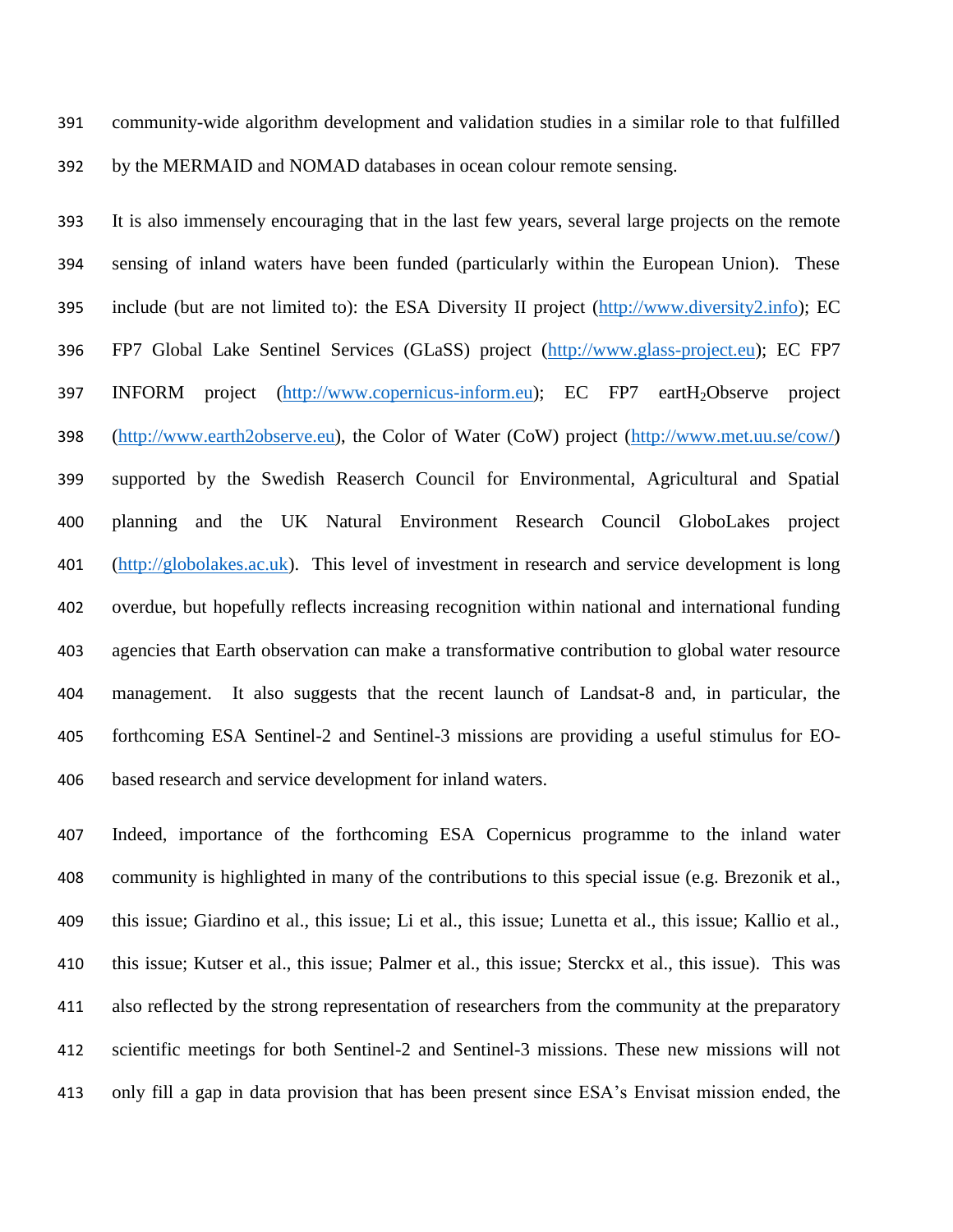community-wide algorithm development and validation studies in a similar role to that fulfilled by the MERMAID and NOMAD databases in ocean colour remote sensing.

It is also immensely encouraging that in the last few years, several large projects on the remote sensing of inland waters have been funded (particularly within the European Union). These include (but are not limited to): the ESA Diversity II project (http://www.diversity2.info); EC FP7 Global Lake Sentinel Services (GLaSS) project (http://www.glass-project.eu); EC FP7 INFORM project (http://www.copernicus-inform.eu); EC FP7 eart$H_2$Observe project (http://www.earth2observe.eu), the Color of Water (CoW) project (http://www.met.uu.se/cow/) supported by the Swedish Reaserch Council for Environmental, Agricultural and Spatial planning and the UK Natural Environment Research Council GloboLakes project (http://globolakes.ac.uk). This level of investment in research and service development is long overdue, but hopefully reflects increasing recognition within national and international funding agencies that Earth observation can make a transformative contribution to global water resource management. It also suggests that the recent launch of Landsat-8 and, in particular, the forthcoming ESA Sentinel-2 and Sentinel-3 missions are providing a useful stimulus for EO-based research and service development for inland waters.

Indeed, importance of the forthcoming ESA Copernicus programme to the inland water community is highlighted in many of the contributions to this special issue (e.g. Brezonik et al., this issue; Giardino et al., this issue; Li et al., this issue; Lunetta et al., this issue; Kallio et al., this issue; Kutser et al., this issue; Palmer et al., this issue; Sterckx et al., this issue). This was also reflected by the strong representation of researchers from the community at the preparatory scientific meetings for both Sentinel-2 and Sentinel-3 missions. These new missions will not only fill a gap in data provision that has been present since ESA's Envisat mission ended, the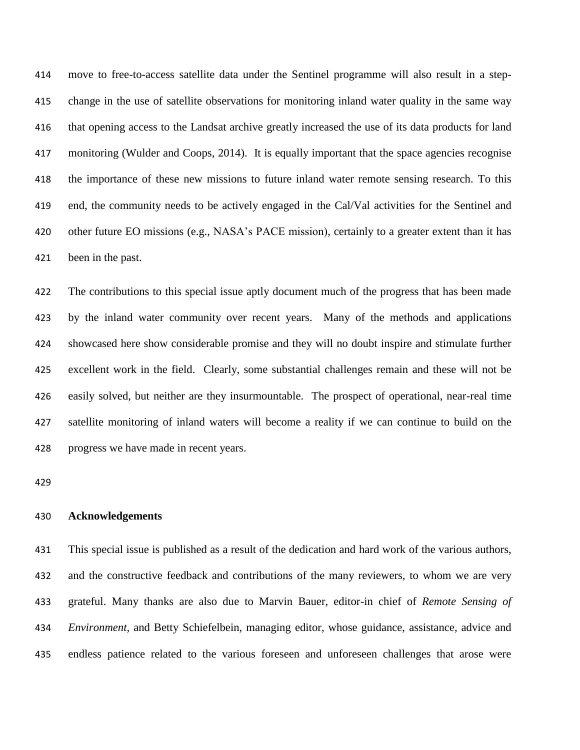move to free-to-access satellite data under the Sentinel programme will also result in a step-change in the use of satellite observations for monitoring inland water quality in the same way that opening access to the Landsat archive greatly increased the use of its data products for land monitoring (Wulder and Coops, 2014). It is equally important that the space agencies recognise the importance of these new missions to future inland water remote sensing research. To this end, the community needs to be actively engaged in the Cal/Val activities for the Sentinel and other future EO missions (e.g., NASA's PACE mission), certainly to a greater extent than it has been in the past.

The contributions to this special issue aptly document much of the progress that has been made by the inland water community over recent years. Many of the methods and applications showcased here show considerable promise and they will no doubt inspire and stimulate further excellent work in the field. Clearly, some substantial challenges remain and these will not be easily solved, but neither are they insurmountable. The prospect of operational, near-real time satellite monitoring of inland waters will become a reality if we can continue to build on the progress we have made in recent years.

**Acknowledgements**

This special issue is published as a result of the dedication and hard work of the various authors, and the constructive feedback and contributions of the many reviewers, to whom we are very grateful. Many thanks are also due to Marvin Bauer, editor-in chief of *Remote Sensing of Environment*, and Betty Schiefelbein, managing editor, whose guidance, assistance, advice and endless patience related to the various foreseen and unforeseen challenges that arose were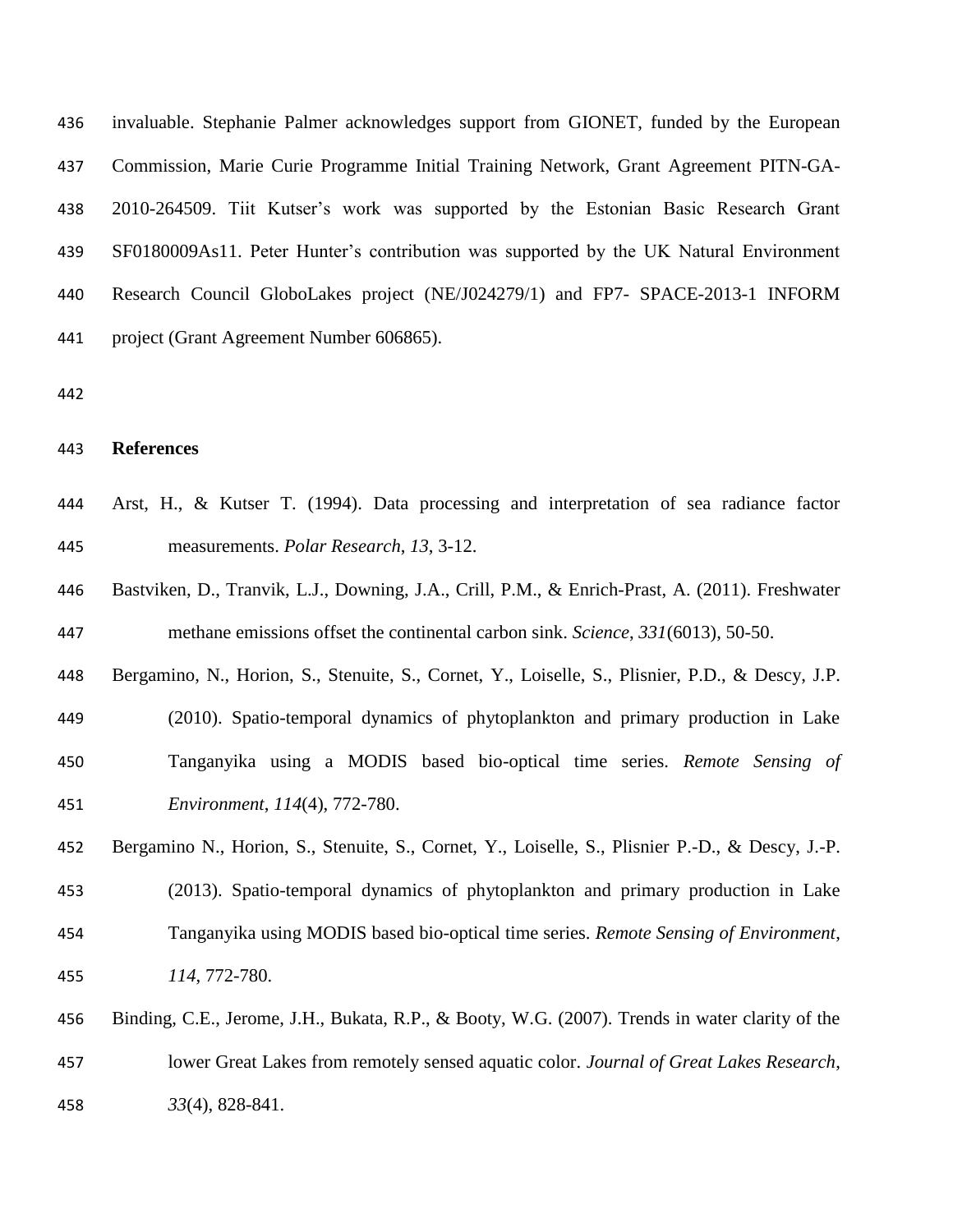invaluable. Stephanie Palmer acknowledges support from GIONET, funded by the European Commission, Marie Curie Programme Initial Training Network, Grant Agreement PITN-GA-2010-264509. Tiit Kutser's work was supported by the Estonian Basic Research Grant SF0180009As11. Peter Hunter's contribution was supported by the UK Natural Environment Research Council GloboLakes project (NE/J024279/1) and FP7- SPACE-2013-1 INFORM project (Grant Agreement Number 606865).

## References

Arst, H., & Kutser T. (1994). Data processing and interpretation of sea radiance factor measurements. *Polar Research*, *13*, 3-12.

Bastviken, D., Tranvik, L.J., Downing, J.A., Crill, P.M., & Enrich-Prast, A. (2011). Freshwater methane emissions offset the continental carbon sink. *Science*, *331*(6013), 50-50.

Bergamino, N., Horion, S., Stenuite, S., Cornet, Y., Loiselle, S., Plisnier, P.D., & Descy, J.P. (2010). Spatio-temporal dynamics of phytoplankton and primary production in Lake Tanganyika using a MODIS based bio-optical time series. *Remote Sensing of Environment*, *114*(4), 772-780.

Bergamino N., Horion, S., Stenuite, S., Cornet, Y., Loiselle, S., Plisnier P.-D., & Descy, J.-P. (2013). Spatio-temporal dynamics of phytoplankton and primary production in Lake Tanganyika using MODIS based bio-optical time series. *Remote Sensing of Environment*, *114*, 772-780.

Binding, C.E., Jerome, J.H., Bukata, R.P., & Booty, W.G. (2007). Trends in water clarity of the lower Great Lakes from remotely sensed aquatic color. *Journal of Great Lakes Research*, *33*(4), 828-841.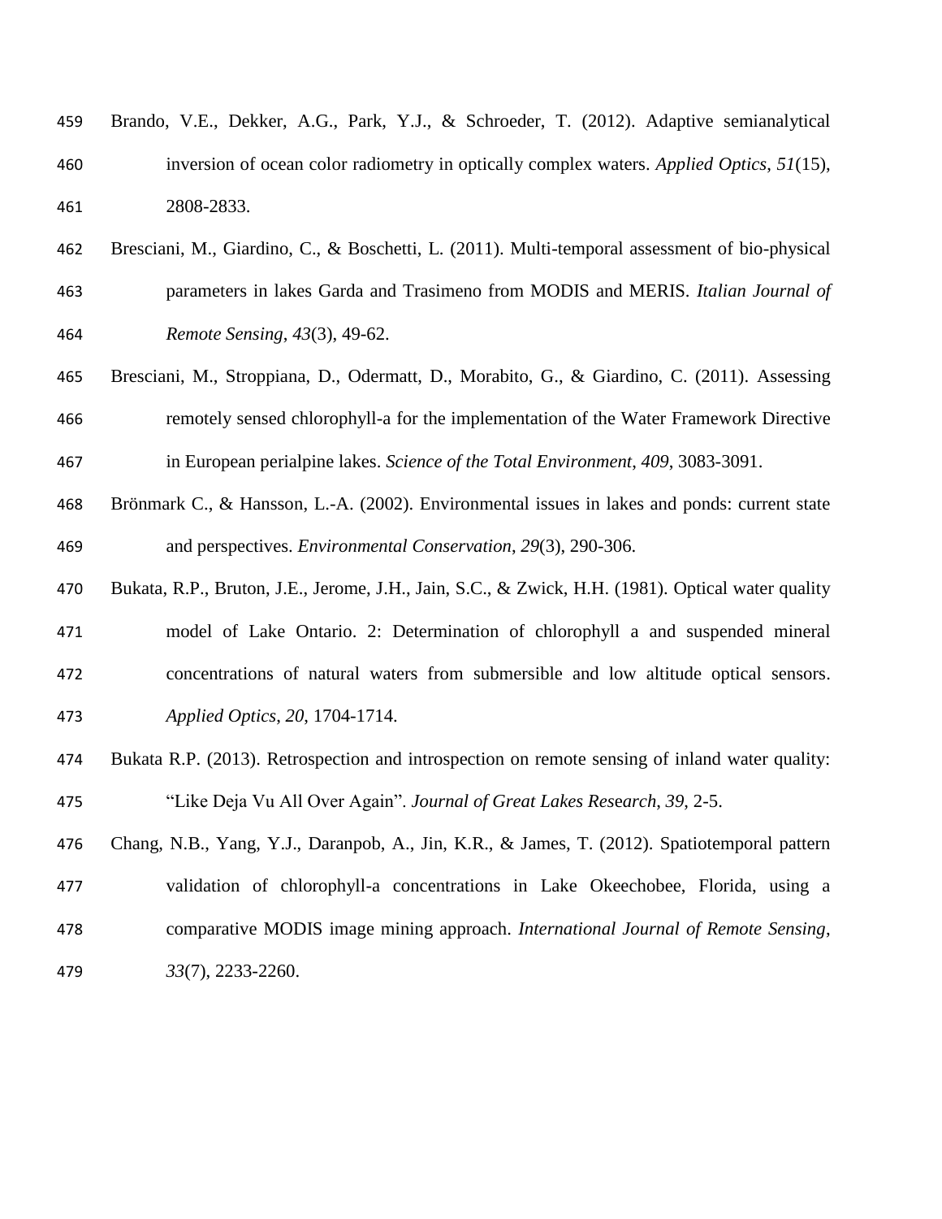Brando, V.E., Dekker, A.G., Park, Y.J., & Schroeder, T. (2012). Adaptive semianalytical inversion of ocean color radiometry in optically complex waters. *Applied Optics*, *51*(15), 2808-2833.

Bresciani, M., Giardino, C., & Boschetti, L. (2011). Multi-temporal assessment of bio-physical parameters in lakes Garda and Trasimeno from MODIS and MERIS. *Italian Journal of Remote Sensing*, *43*(3), 49-62.

Bresciani, M., Stroppiana, D., Odermatt, D., Morabito, G., & Giardino, C. (2011). Assessing remotely sensed chlorophyll-a for the implementation of the Water Framework Directive in European perialpine lakes. *Science of the Total Environment*, *409*, 3083-3091.

Brönmark C., & Hansson, L.-A. (2002). Environmental issues in lakes and ponds: current state and perspectives. *Environmental Conservation*, *29*(3), 290-306.

Bukata, R.P., Bruton, J.E., Jerome, J.H., Jain, S.C., & Zwick, H.H. (1981). Optical water quality model of Lake Ontario. 2: Determination of chlorophyll a and suspended mineral concentrations of natural waters from submersible and low altitude optical sensors. *Applied Optics*, *20*, 1704-1714.

Bukata R.P. (2013). Retrospection and introspection on remote sensing of inland water quality: "Like Deja Vu All Over Again". *Journal of Great Lakes Research*, *39*, 2-5.

Chang, N.B., Yang, Y.J., Daranpob, A., Jin, K.R., & James, T. (2012). Spatiotemporal pattern validation of chlorophyll-a concentrations in Lake Okeechobee, Florida, using a comparative MODIS image mining approach. *International Journal of Remote Sensing*, *33*(7), 2233-2260.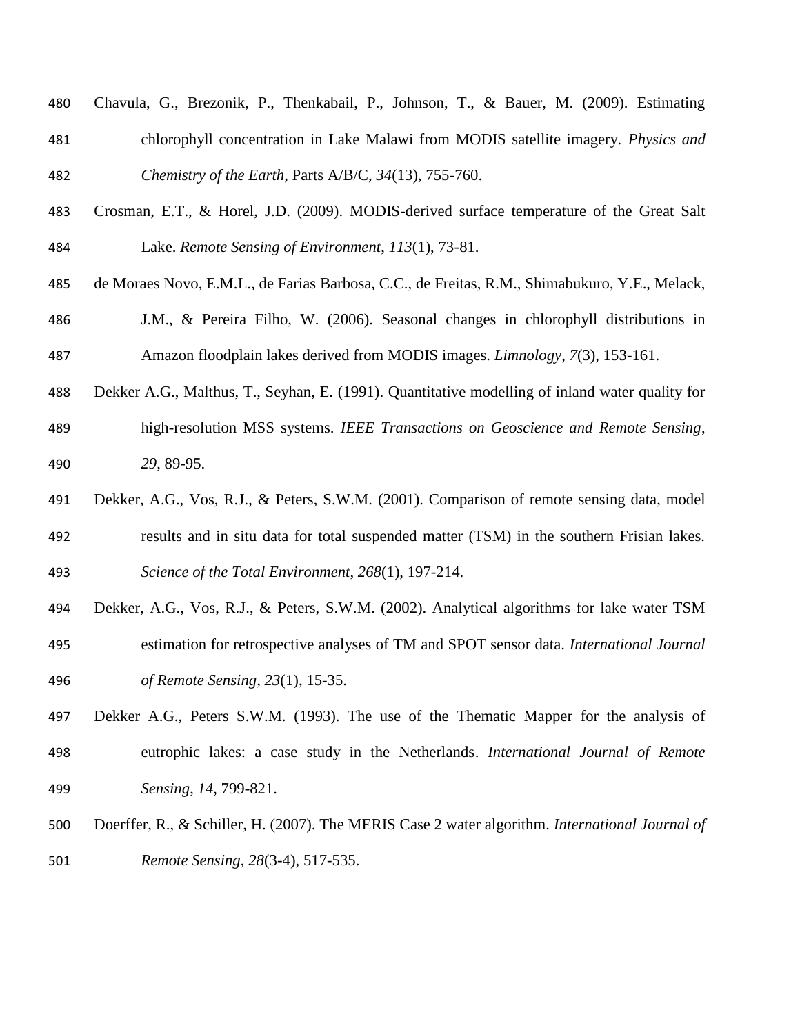Chavula, G., Brezonik, P., Thenkabail, P., Johnson, T., & Bauer, M. (2009). Estimating chlorophyll concentration in Lake Malawi from MODIS satellite imagery. *Physics and Chemistry of the Earth*, Parts A/B/C, *34*(13), 755-760.

Crosman, E.T., & Horel, J.D. (2009). MODIS-derived surface temperature of the Great Salt Lake. *Remote Sensing of Environment*, *113*(1), 73-81.

de Moraes Novo, E.M.L., de Farias Barbosa, C.C., de Freitas, R.M., Shimabukuro, Y.E., Melack, J.M., & Pereira Filho, W. (2006). Seasonal changes in chlorophyll distributions in Amazon floodplain lakes derived from MODIS images. *Limnology*, *7*(3), 153-161.

Dekker A.G., Malthus, T., Seyhan, E. (1991). Quantitative modelling of inland water quality for high-resolution MSS systems. *IEEE Transactions on Geoscience and Remote Sensing*, *29*, 89-95.

Dekker, A.G., Vos, R.J., & Peters, S.W.M. (2001). Comparison of remote sensing data, model results and in situ data for total suspended matter (TSM) in the southern Frisian lakes. *Science of the Total Environment*, *268*(1), 197-214.

Dekker, A.G., Vos, R.J., & Peters, S.W.M. (2002). Analytical algorithms for lake water TSM estimation for retrospective analyses of TM and SPOT sensor data. *International Journal of Remote Sensing*, *23*(1), 15-35.

Dekker A.G., Peters S.W.M. (1993). The use of the Thematic Mapper for the analysis of eutrophic lakes: a case study in the Netherlands. *International Journal of Remote Sensing*, *14*, 799-821.

Doerffer, R., & Schiller, H. (2007). The MERIS Case 2 water algorithm. *International Journal of Remote Sensing*, *28*(3-4), 517-535.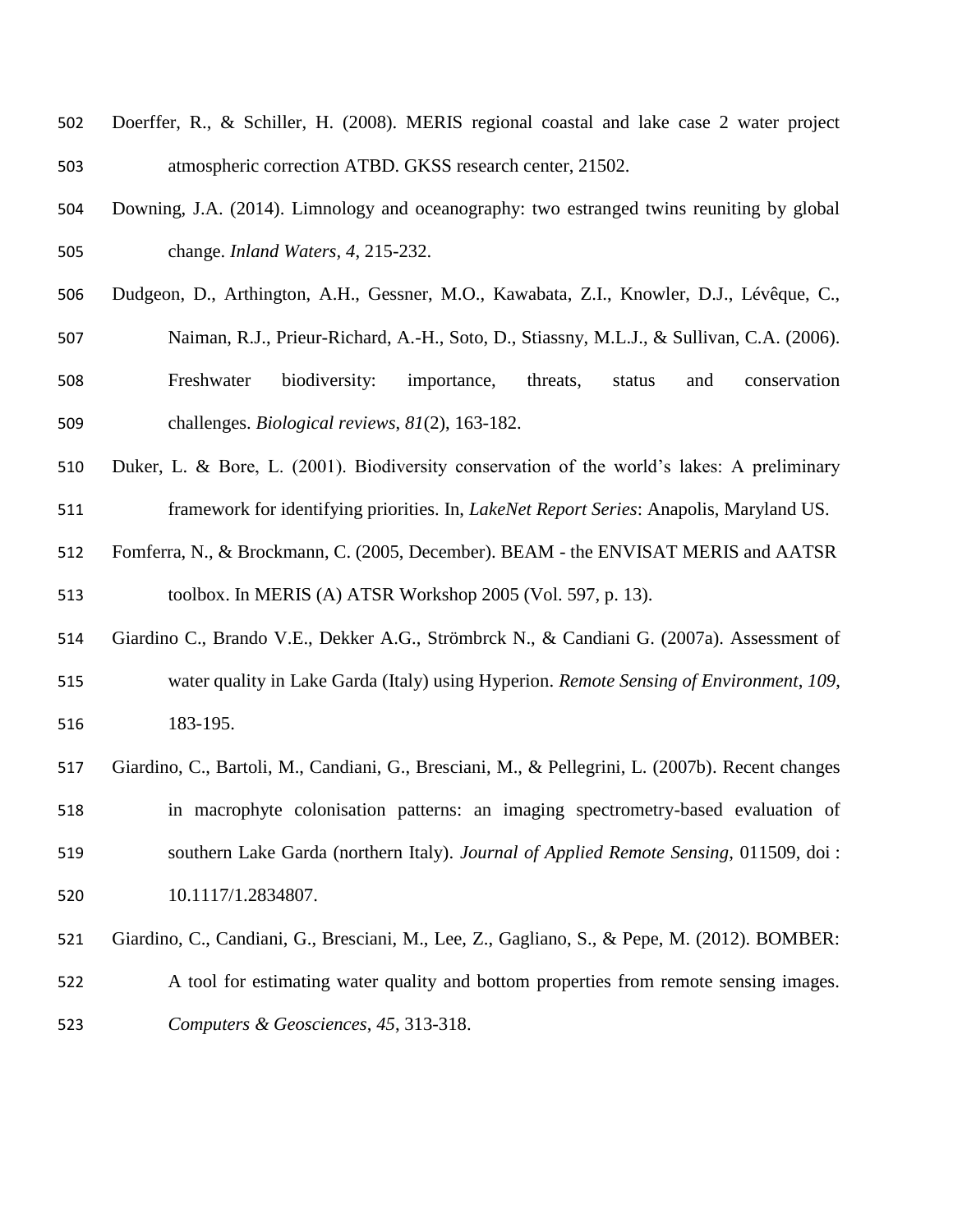Doerffer, R., & Schiller, H. (2008). MERIS regional coastal and lake case 2 water project atmospheric correction ATBD. GKSS research center, 21502.

Downing, J.A. (2014). Limnology and oceanography: two estranged twins reuniting by global change. *Inland Waters*, *4*, 215-232.

Dudgeon, D., Arthington, A.H., Gessner, M.O., Kawabata, Z.I., Knowler, D.J., Lévêque, C., Naiman, R.J., Prieur-Richard, A.-H., Soto, D., Stiassny, M.L.J., & Sullivan, C.A. (2006). Freshwater biodiversity: importance, threats, status and conservation challenges. *Biological reviews*, *81*(2), 163-182.

Duker, L. & Bore, L. (2001). Biodiversity conservation of the world's lakes: A preliminary framework for identifying priorities. In, *LakeNet Report Series*: Anapolis, Maryland US.

Fomferra, N., & Brockmann, C. (2005, December). BEAM - the ENVISAT MERIS and AATSR toolbox. In MERIS (A) ATSR Workshop 2005 (Vol. 597, p. 13).

Giardino C., Brando V.E., Dekker A.G., Strömbrck N., & Candiani G. (2007a). Assessment of water quality in Lake Garda (Italy) using Hyperion. *Remote Sensing of Environment*, *109*, 183-195.

Giardino, C., Bartoli, M., Candiani, G., Bresciani, M., & Pellegrini, L. (2007b). Recent changes in macrophyte colonisation patterns: an imaging spectrometry-based evaluation of southern Lake Garda (northern Italy). *Journal of Applied Remote Sensing*, 011509, doi : 10.1117/1.2834807.

Giardino, C., Candiani, G., Bresciani, M., Lee, Z., Gagliano, S., & Pepe, M. (2012). BOMBER: A tool for estimating water quality and bottom properties from remote sensing images. *Computers & Geosciences*, *45*, 313-318.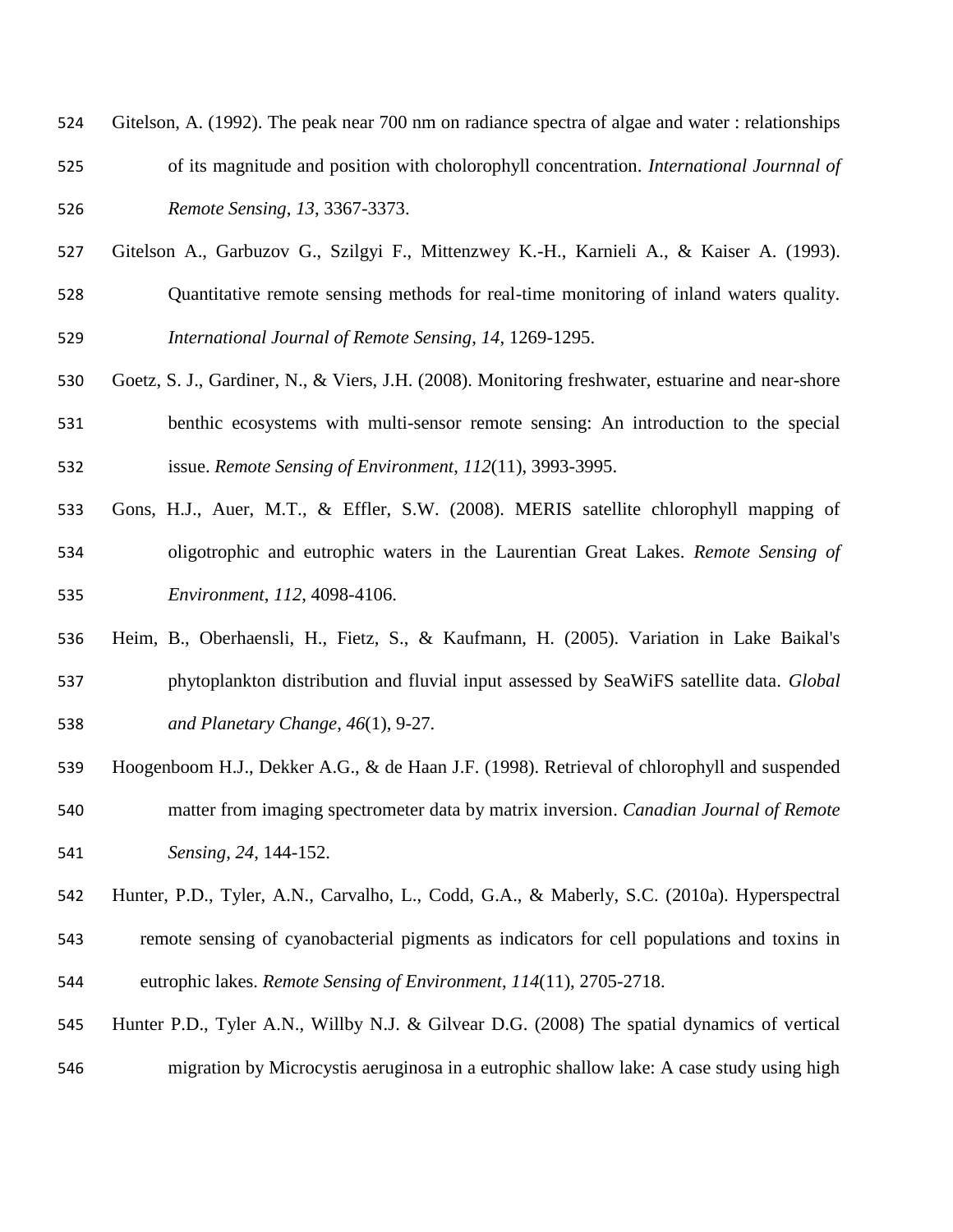Gitelson, A. (1992). The peak near 700 nm on radiance spectra of algae and water : relationships of its magnitude and position with cholorophyll concentration. *International Journnal of Remote Sensing*, *13*, 3367-3373.

Gitelson A., Garbuzov G., Szilgyi F., Mittenzwey K.-H., Karnieli A., & Kaiser A. (1993). Quantitative remote sensing methods for real-time monitoring of inland waters quality. *International Journal of Remote Sensing*, *14*, 1269-1295.

Goetz, S. J., Gardiner, N., & Viers, J.H. (2008). Monitoring freshwater, estuarine and near-shore benthic ecosystems with multi-sensor remote sensing: An introduction to the special issue. *Remote Sensing of Environment*, *112*(11), 3993-3995.

Gons, H.J., Auer, M.T., & Effler, S.W. (2008). MERIS satellite chlorophyll mapping of oligotrophic and eutrophic waters in the Laurentian Great Lakes. *Remote Sensing of Environment*, *112*, 4098-4106.

Heim, B., Oberhaensli, H., Fietz, S., & Kaufmann, H. (2005). Variation in Lake Baikal's phytoplankton distribution and fluvial input assessed by SeaWiFS satellite data. *Global and Planetary Change*, *46*(1), 9-27.

Hoogenboom H.J., Dekker A.G., & de Haan J.F. (1998). Retrieval of chlorophyll and suspended matter from imaging spectrometer data by matrix inversion. *Canadian Journal of Remote Sensing*, *24*, 144-152.

Hunter, P.D., Tyler, A.N., Carvalho, L., Codd, G.A., & Maberly, S.C. (2010a). Hyperspectral remote sensing of cyanobacterial pigments as indicators for cell populations and toxins in eutrophic lakes. *Remote Sensing of Environment*, *114*(11), 2705-2718.

Hunter P.D., Tyler A.N., Willby N.J. & Gilvear D.G. (2008) The spatial dynamics of vertical migration by Microcystis aeruginosa in a eutrophic shallow lake: A case study using high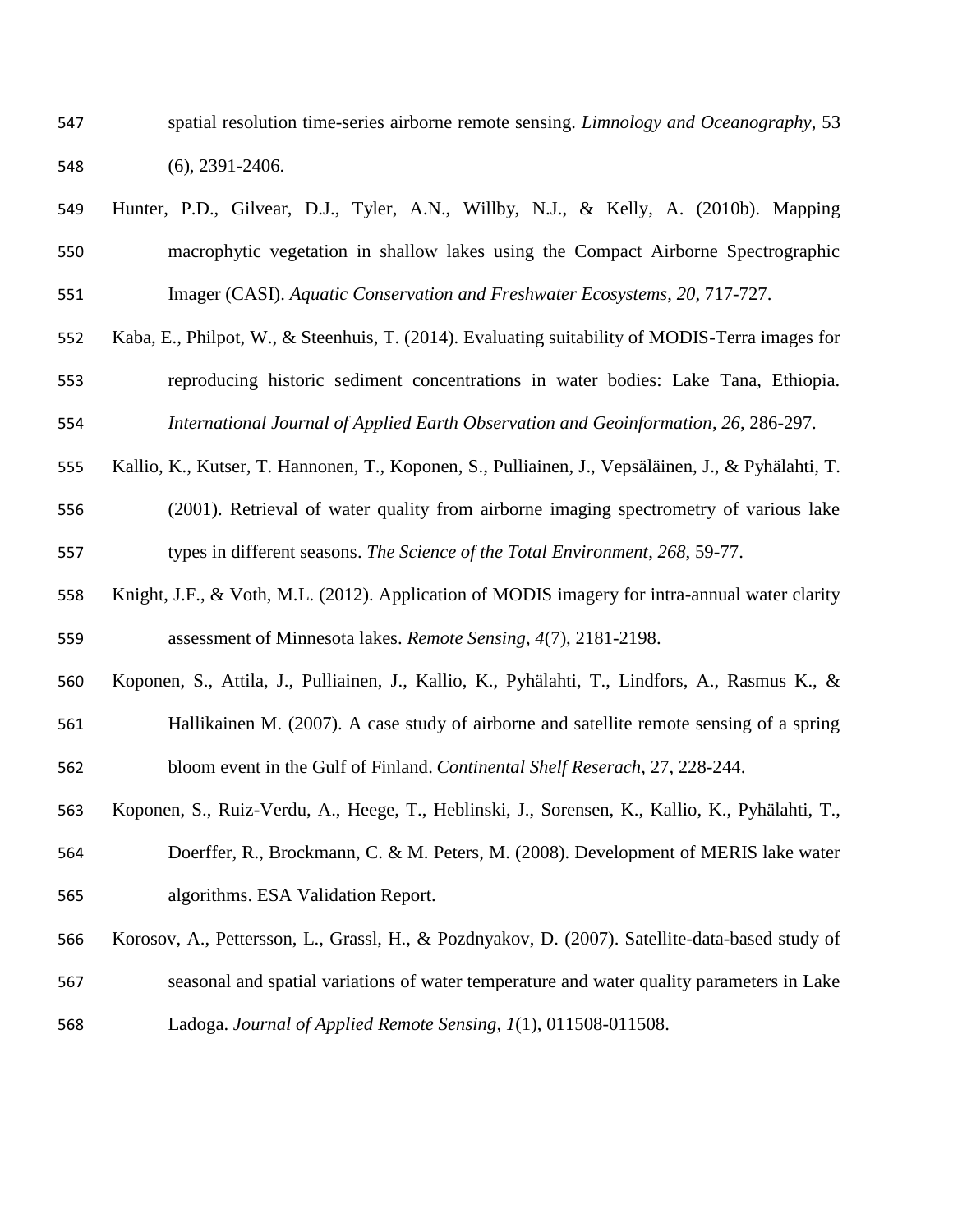spatial resolution time-series airborne remote sensing. *Limnology and Oceanography*, 53 (6), 2391-2406.

Hunter, P.D., Gilvear, D.J., Tyler, A.N., Willby, N.J., & Kelly, A. (2010b). Mapping macrophytic vegetation in shallow lakes using the Compact Airborne Spectrographic Imager (CASI). *Aquatic Conservation and Freshwater Ecosystems*, *20*, 717-727.

Kaba, E., Philpot, W., & Steenhuis, T. (2014). Evaluating suitability of MODIS-Terra images for reproducing historic sediment concentrations in water bodies: Lake Tana, Ethiopia. *International Journal of Applied Earth Observation and Geoinformation*, *26*, 286-297.

Kallio, K., Kutser, T. Hannonen, T., Koponen, S., Pulliainen, J., Vepsäläinen, J., & Pyhälahti, T. (2001). Retrieval of water quality from airborne imaging spectrometry of various lake types in different seasons. *The Science of the Total Environment*, *268*, 59-77.

Knight, J.F., & Voth, M.L. (2012). Application of MODIS imagery for intra-annual water clarity assessment of Minnesota lakes. *Remote Sensing*, *4*(7), 2181-2198.

Koponen, S., Attila, J., Pulliainen, J., Kallio, K., Pyhälahti, T., Lindfors, A., Rasmus K., & Hallikainen M. (2007). A case study of airborne and satellite remote sensing of a spring bloom event in the Gulf of Finland. *Continental Shelf Reserach*, 27, 228-244.

Koponen, S., Ruiz-Verdu, A., Heege, T., Heblinski, J., Sorensen, K., Kallio, K., Pyhälahti, T., Doerffer, R., Brockmann, C. & M. Peters, M. (2008). Development of MERIS lake water algorithms. ESA Validation Report.

Korosov, A., Pettersson, L., Grassl, H., & Pozdnyakov, D. (2007). Satellite-data-based study of seasonal and spatial variations of water temperature and water quality parameters in Lake Ladoga. *Journal of Applied Remote Sensing*, *1*(1), 011508-011508.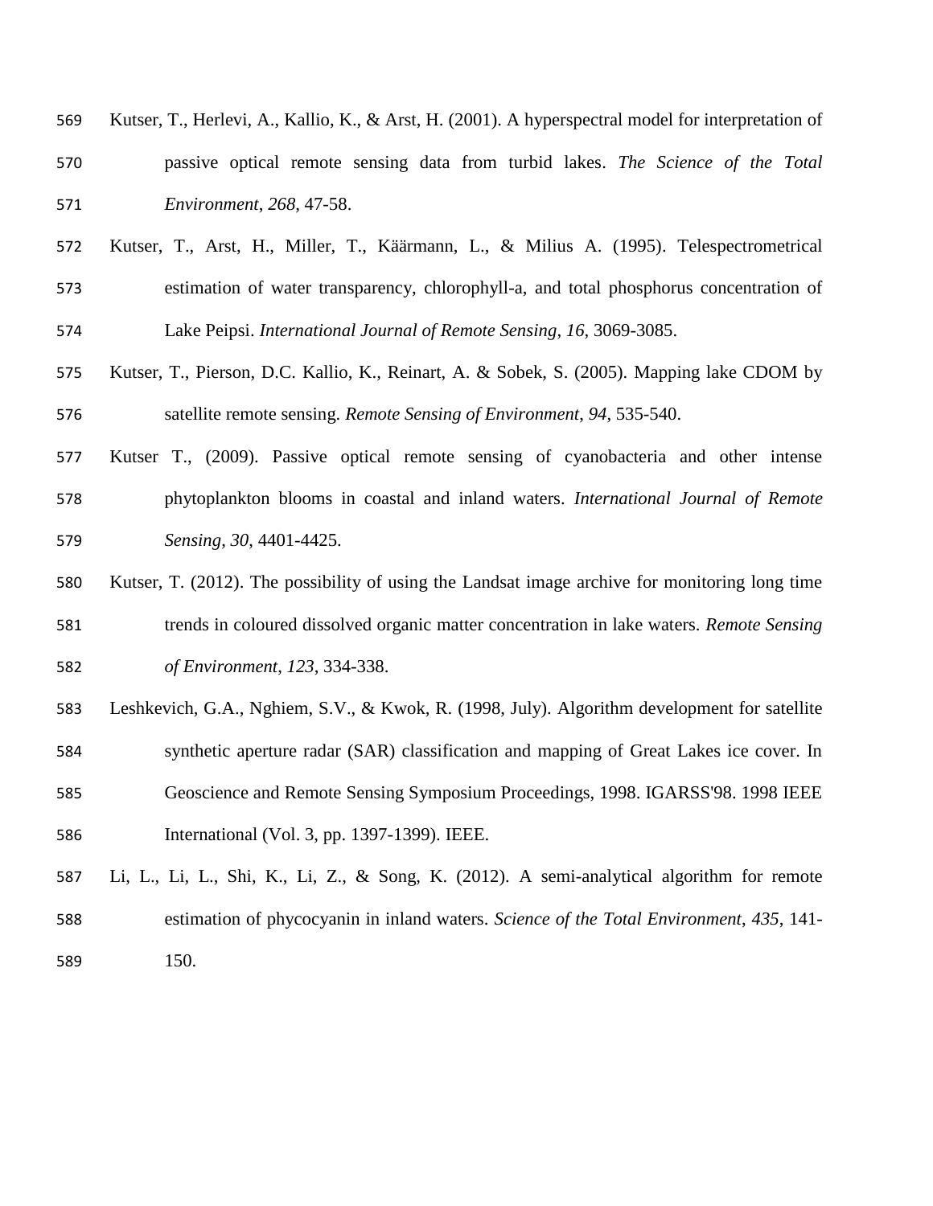Kutser, T., Herlevi, A., Kallio, K., & Arst, H. (2001). A hyperspectral model for interpretation of passive optical remote sensing data from turbid lakes. *The Science of the Total Environment*, *268*, 47-58.

Kutser, T., Arst, H., Miller, T., Käärmann, L., & Milius A. (1995). Telespectrometrical estimation of water transparency, chlorophyll-a, and total phosphorus concentration of Lake Peipsi. *International Journal of Remote Sensing*, *16*, 3069-3085.

Kutser, T., Pierson, D.C. Kallio, K., Reinart, A. & Sobek, S. (2005). Mapping lake CDOM by satellite remote sensing. *Remote Sensing of Environment*, *94*, 535-540.

Kutser T., (2009). Passive optical remote sensing of cyanobacteria and other intense phytoplankton blooms in coastal and inland waters. *International Journal of Remote Sensing*, *30*, 4401-4425.

Kutser, T. (2012). The possibility of using the Landsat image archive for monitoring long time trends in coloured dissolved organic matter concentration in lake waters. *Remote Sensing of Environment*, *123*, 334-338.

Leshkevich, G.A., Nghiem, S.V., & Kwok, R. (1998, July). Algorithm development for satellite synthetic aperture radar (SAR) classification and mapping of Great Lakes ice cover. In Geoscience and Remote Sensing Symposium Proceedings, 1998. IGARSS'98. 1998 IEEE International (Vol. 3, pp. 1397-1399). IEEE.

Li, L., Li, L., Shi, K., Li, Z., & Song, K. (2012). A semi-analytical algorithm for remote estimation of phycocyanin in inland waters. *Science of the Total Environment*, *435*, 141-150.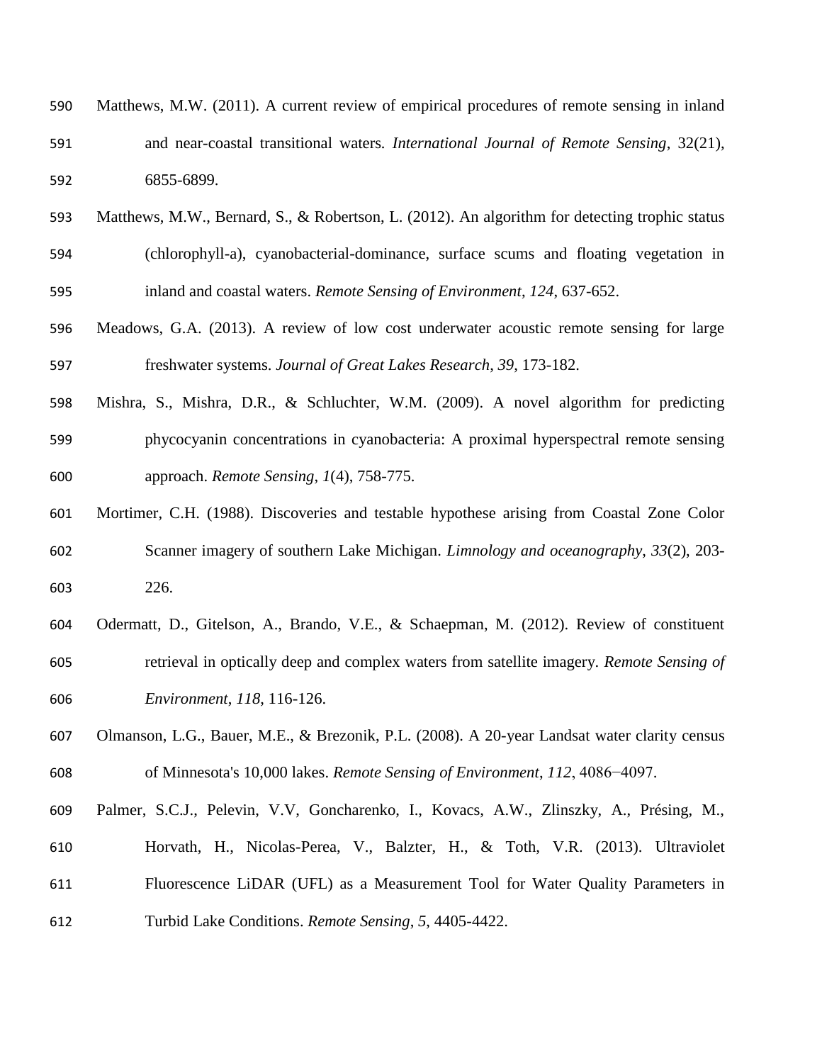Matthews, M.W. (2011). A current review of empirical procedures of remote sensing in inland and near-coastal transitional waters. *International Journal of Remote Sensing*, 32(21), 6855-6899.

Matthews, M.W., Bernard, S., & Robertson, L. (2012). An algorithm for detecting trophic status (chlorophyll-a), cyanobacterial-dominance, surface scums and floating vegetation in inland and coastal waters. *Remote Sensing of Environment*, *124*, 637-652.

Meadows, G.A. (2013). A review of low cost underwater acoustic remote sensing for large freshwater systems. *Journal of Great Lakes Research*, *39*, 173-182.

Mishra, S., Mishra, D.R., & Schluchter, W.M. (2009). A novel algorithm for predicting phycocyanin concentrations in cyanobacteria: A proximal hyperspectral remote sensing approach. *Remote Sensing*, *1*(4), 758-775.

Mortimer, C.H. (1988). Discoveries and testable hypothese arising from Coastal Zone Color Scanner imagery of southern Lake Michigan. *Limnology and oceanography*, *33*(2), 203-226.

Odermatt, D., Gitelson, A., Brando, V.E., & Schaepman, M. (2012). Review of constituent retrieval in optically deep and complex waters from satellite imagery. *Remote Sensing of Environment*, *118*, 116-126.

Olmanson, L.G., Bauer, M.E., & Brezonik, P.L. (2008). A 20-year Landsat water clarity census of Minnesota's 10,000 lakes. *Remote Sensing of Environment*, *112*, 4086−4097.

Palmer, S.C.J., Pelevin, V.V, Goncharenko, I., Kovacs, A.W., Zlinszky, A., Présing, M., Horvath, H., Nicolas-Perea, V., Balzter, H., & Toth, V.R. (2013). Ultraviolet Fluorescence LiDAR (UFL) as a Measurement Tool for Water Quality Parameters in Turbid Lake Conditions. *Remote Sensing*, *5*, 4405-4422.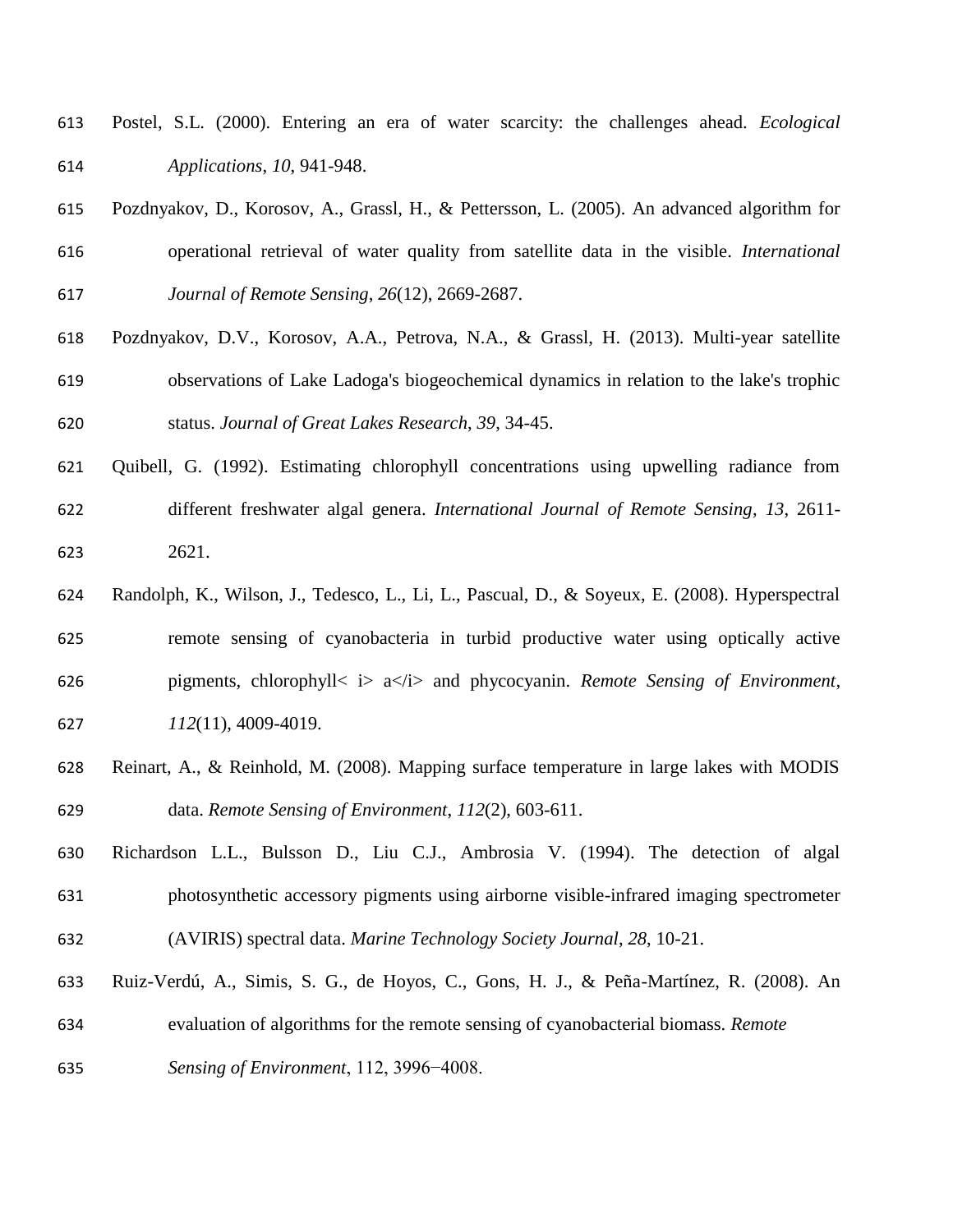Postel, S.L. (2000). Entering an era of water scarcity: the challenges ahead. *Ecological Applications*, *10*, 941-948.

Pozdnyakov, D., Korosov, A., Grassl, H., & Pettersson, L. (2005). An advanced algorithm for operational retrieval of water quality from satellite data in the visible. *International Journal of Remote Sensing*, *26*(12), 2669-2687.

Pozdnyakov, D.V., Korosov, A.A., Petrova, N.A., & Grassl, H. (2013). Multi-year satellite observations of Lake Ladoga's biogeochemical dynamics in relation to the lake's trophic status. *Journal of Great Lakes Research*, *39*, 34-45.

Quibell, G. (1992). Estimating chlorophyll concentrations using upwelling radiance from different freshwater algal genera. *International Journal of Remote Sensing*, *13*, 2611-2621.

Randolph, K., Wilson, J., Tedesco, L., Li, L., Pascual, D., & Soyeux, E. (2008). Hyperspectral remote sensing of cyanobacteria in turbid productive water using optically active pigments, chlorophyll< i> a</i> and phycocyanin. *Remote Sensing of Environment*, *112*(11), 4009-4019.

Reinart, A., & Reinhold, M. (2008). Mapping surface temperature in large lakes with MODIS data. *Remote Sensing of Environment*, *112*(2), 603-611.

Richardson L.L., Bulsson D., Liu C.J., Ambrosia V. (1994). The detection of algal photosynthetic accessory pigments using airborne visible-infrared imaging spectrometer (AVIRIS) spectral data. *Marine Technology Society Journal*, *28*, 10-21.

Ruiz-Verdú, A., Simis, S. G., de Hoyos, C., Gons, H. J., & Peña-Martínez, R. (2008). An evaluation of algorithms for the remote sensing of cyanobacterial biomass. *Remote Sensing of Environment*, 112, 3996−4008.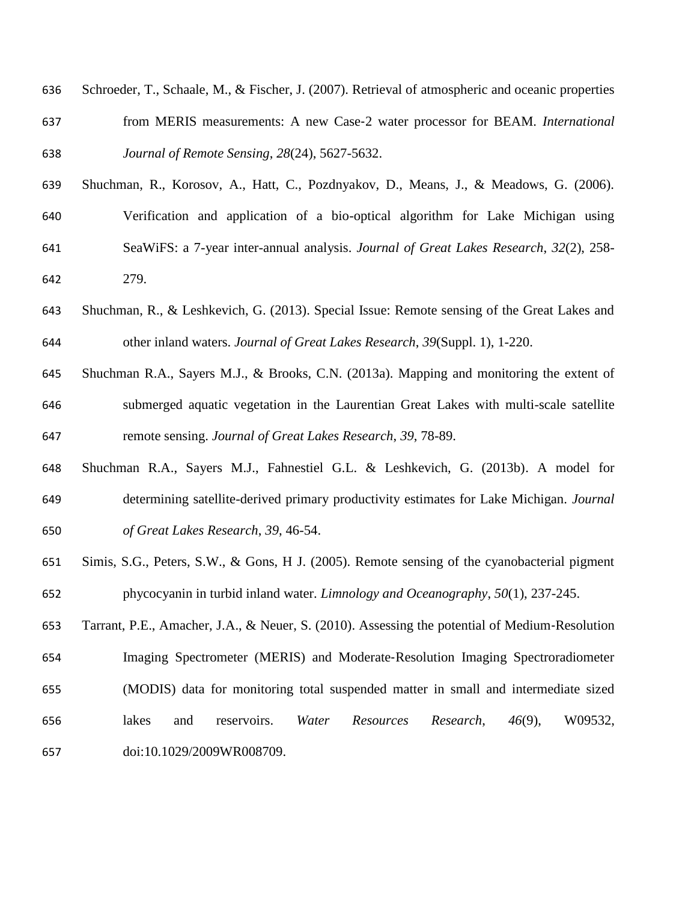Schroeder, T., Schaale, M., & Fischer, J. (2007). Retrieval of atmospheric and oceanic properties from MERIS measurements: A new Case-2 water processor for BEAM. *International Journal of Remote Sensing*, *28*(24), 5627-5632.

Shuchman, R., Korosov, A., Hatt, C., Pozdnyakov, D., Means, J., & Meadows, G. (2006). Verification and application of a bio-optical algorithm for Lake Michigan using SeaWiFS: a 7-year inter-annual analysis. *Journal of Great Lakes Research*, *32*(2), 258-279.

Shuchman, R., & Leshkevich, G. (2013). Special Issue: Remote sensing of the Great Lakes and other inland waters. *Journal of Great Lakes Research*, *39*(Suppl. 1), 1-220.

Shuchman R.A., Sayers M.J., & Brooks, C.N. (2013a). Mapping and monitoring the extent of submerged aquatic vegetation in the Laurentian Great Lakes with multi-scale satellite remote sensing. *Journal of Great Lakes Research*, *39*, 78-89.

Shuchman R.A., Sayers M.J., Fahnestiel G.L. & Leshkevich, G. (2013b). A model for determining satellite-derived primary productivity estimates for Lake Michigan. *Journal of Great Lakes Research*, *39*, 46-54.

Simis, S.G., Peters, S.W., & Gons, H J. (2005). Remote sensing of the cyanobacterial pigment phycocyanin in turbid inland water. *Limnology and Oceanography*, *50*(1), 237-245.

Tarrant, P.E., Amacher, J.A., & Neuer, S. (2010). Assessing the potential of Medium-Resolution Imaging Spectrometer (MERIS) and Moderate-Resolution Imaging Spectroradiometer (MODIS) data for monitoring total suspended matter in small and intermediate sized lakes and reservoirs. *Water Resources Research*, *46*(9), W09532, doi:10.1029/2009WR008709.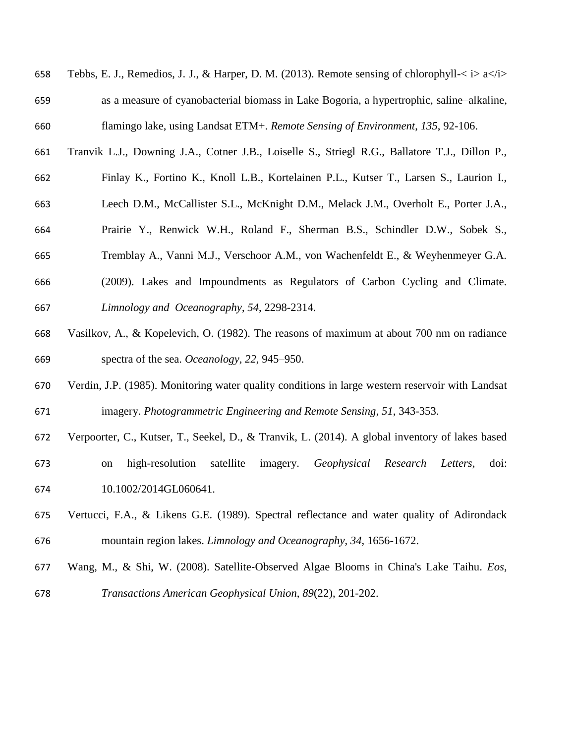Tebbs, E. J., Remedios, J. J., & Harper, D. M. (2013). Remote sensing of chlorophyll-< i> a</i> as a measure of cyanobacterial biomass in Lake Bogoria, a hypertrophic, saline–alkaline, flamingo lake, using Landsat ETM+. *Remote Sensing of Environment*, *135*, 92-106.

Tranvik L.J., Downing J.A., Cotner J.B., Loiselle S., Striegl R.G., Ballatore T.J., Dillon P., Finlay K., Fortino K., Knoll L.B., Kortelainen P.L., Kutser T., Larsen S., Laurion I., Leech D.M., McCallister S.L., McKnight D.M., Melack J.M., Overholt E., Porter J.A., Prairie Y., Renwick W.H., Roland F., Sherman B.S., Schindler D.W., Sobek S., Tremblay A., Vanni M.J., Verschoor A.M., von Wachenfeldt E., & Weyhenmeyer G.A. (2009). Lakes and Impoundments as Regulators of Carbon Cycling and Climate. *Limnology and Oceanography*, *54*, 2298-2314.

Vasilkov, A., & Kopelevich, O. (1982). The reasons of maximum at about 700 nm on radiance spectra of the sea. *Oceanology*, *22*, 945–950.

Verdin, J.P. (1985). Monitoring water quality conditions in large western reservoir with Landsat imagery. *Photogrammetric Engineering and Remote Sensing*, *51*, 343-353.

Verpoorter, C., Kutser, T., Seekel, D., & Tranvik, L. (2014). A global inventory of lakes based on high-resolution satellite imagery. *Geophysical Research Letters*, doi: 10.1002/2014GL060641.

Vertucci, F.A., & Likens G.E. (1989). Spectral reflectance and water quality of Adirondack mountain region lakes. *Limnology and Oceanography*, *34*, 1656-1672.

Wang, M., & Shi, W. (2008). Satellite-Observed Algae Blooms in China's Lake Taihu. *Eos, Transactions American Geophysical Union*, *89*(22), 201-202.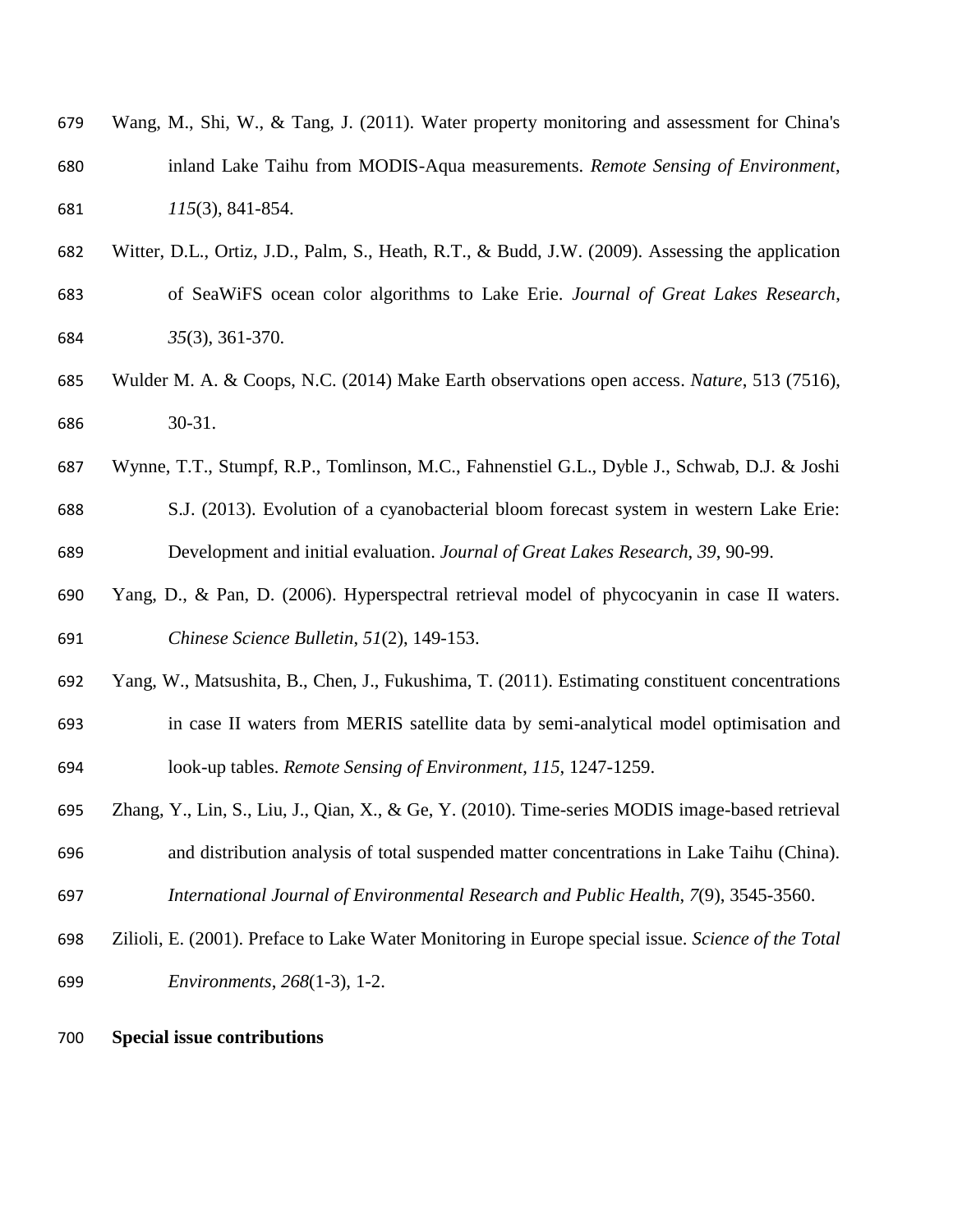Wang, M., Shi, W., & Tang, J. (2011). Water property monitoring and assessment for China's inland Lake Taihu from MODIS-Aqua measurements. *Remote Sensing of Environment*, *115*(3), 841-854.

Witter, D.L., Ortiz, J.D., Palm, S., Heath, R.T., & Budd, J.W. (2009). Assessing the application of SeaWiFS ocean color algorithms to Lake Erie. *Journal of Great Lakes Research*, *35*(3), 361-370.

Wulder M. A. & Coops, N.C. (2014) Make Earth observations open access. *Nature*, 513 (7516), 30-31.

Wynne, T.T., Stumpf, R.P., Tomlinson, M.C., Fahnenstiel G.L., Dyble J., Schwab, D.J. & Joshi S.J. (2013). Evolution of a cyanobacterial bloom forecast system in western Lake Erie: Development and initial evaluation. *Journal of Great Lakes Research*, *39*, 90-99.

Yang, D., & Pan, D. (2006). Hyperspectral retrieval model of phycocyanin in case II waters. *Chinese Science Bulletin*, *51*(2), 149-153.

Yang, W., Matsushita, B., Chen, J., Fukushima, T. (2011). Estimating constituent concentrations in case II waters from MERIS satellite data by semi-analytical model optimisation and look-up tables. *Remote Sensing of Environment*, *115*, 1247-1259.

Zhang, Y., Lin, S., Liu, J., Qian, X., & Ge, Y. (2010). Time-series MODIS image-based retrieval and distribution analysis of total suspended matter concentrations in Lake Taihu (China). *International Journal of Environmental Research and Public Health*, *7*(9), 3545-3560.

Zilioli, E. (2001). Preface to Lake Water Monitoring in Europe special issue. *Science of the Total Environments*, *268*(1-3), 1-2.

**Special issue contributions**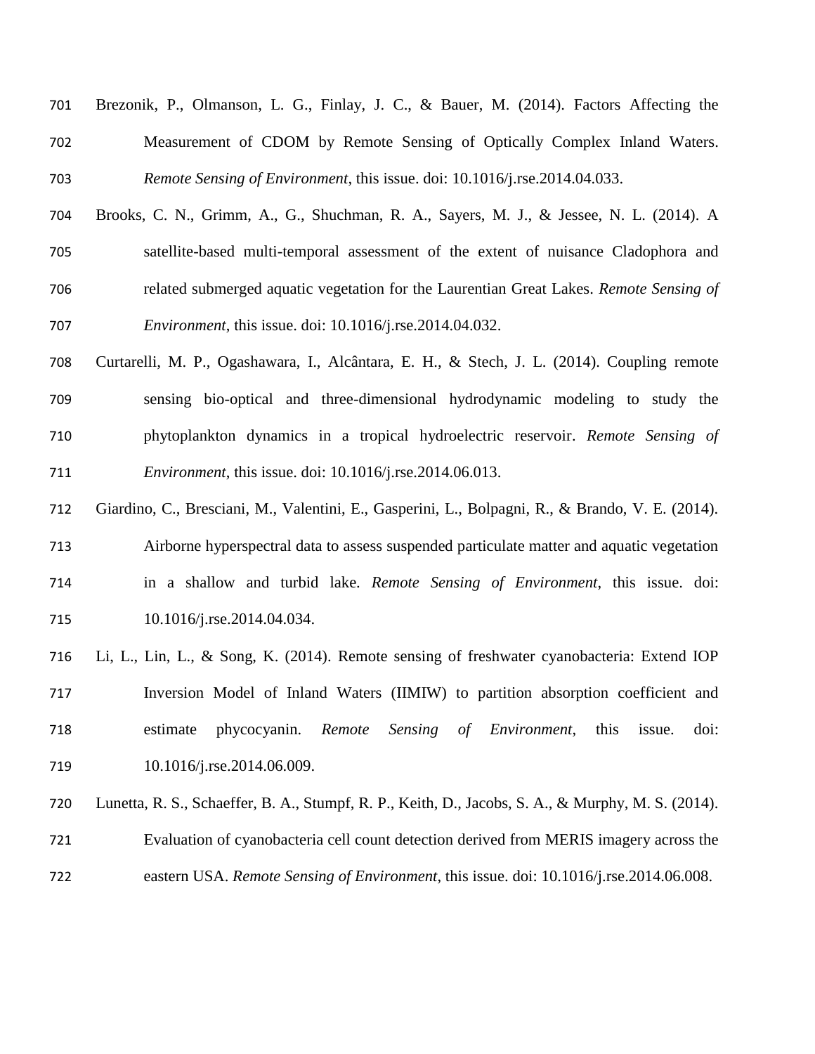Brezonik, P., Olmanson, L. G., Finlay, J. C., & Bauer, M. (2014). Factors Affecting the Measurement of CDOM by Remote Sensing of Optically Complex Inland Waters. *Remote Sensing of Environment*, this issue. doi: 10.1016/j.rse.2014.04.033.

Brooks, C. N., Grimm, A., G., Shuchman, R. A., Sayers, M. J., & Jessee, N. L. (2014). A satellite-based multi-temporal assessment of the extent of nuisance Cladophora and related submerged aquatic vegetation for the Laurentian Great Lakes. *Remote Sensing of Environment*, this issue. doi: 10.1016/j.rse.2014.04.032.

Curtarelli, M. P., Ogashawara, I., Alcântara, E. H., & Stech, J. L. (2014). Coupling remote sensing bio-optical and three-dimensional hydrodynamic modeling to study the phytoplankton dynamics in a tropical hydroelectric reservoir. *Remote Sensing of Environment*, this issue. doi: 10.1016/j.rse.2014.06.013.

Giardino, C., Bresciani, M., Valentini, E., Gasperini, L., Bolpagni, R., & Brando, V. E. (2014). Airborne hyperspectral data to assess suspended particulate matter and aquatic vegetation in a shallow and turbid lake. *Remote Sensing of Environment*, this issue. doi: 10.1016/j.rse.2014.04.034.

Li, L., Lin, L., & Song, K. (2014). Remote sensing of freshwater cyanobacteria: Extend IOP Inversion Model of Inland Waters (IIMIW) to partition absorption coefficient and estimate phycocyanin. *Remote Sensing of Environment*, this issue. doi: 10.1016/j.rse.2014.06.009.

Lunetta, R. S., Schaeffer, B. A., Stumpf, R. P., Keith, D., Jacobs, S. A., & Murphy, M. S. (2014). Evaluation of cyanobacteria cell count detection derived from MERIS imagery across the eastern USA. *Remote Sensing of Environment*, this issue. doi: 10.1016/j.rse.2014.06.008.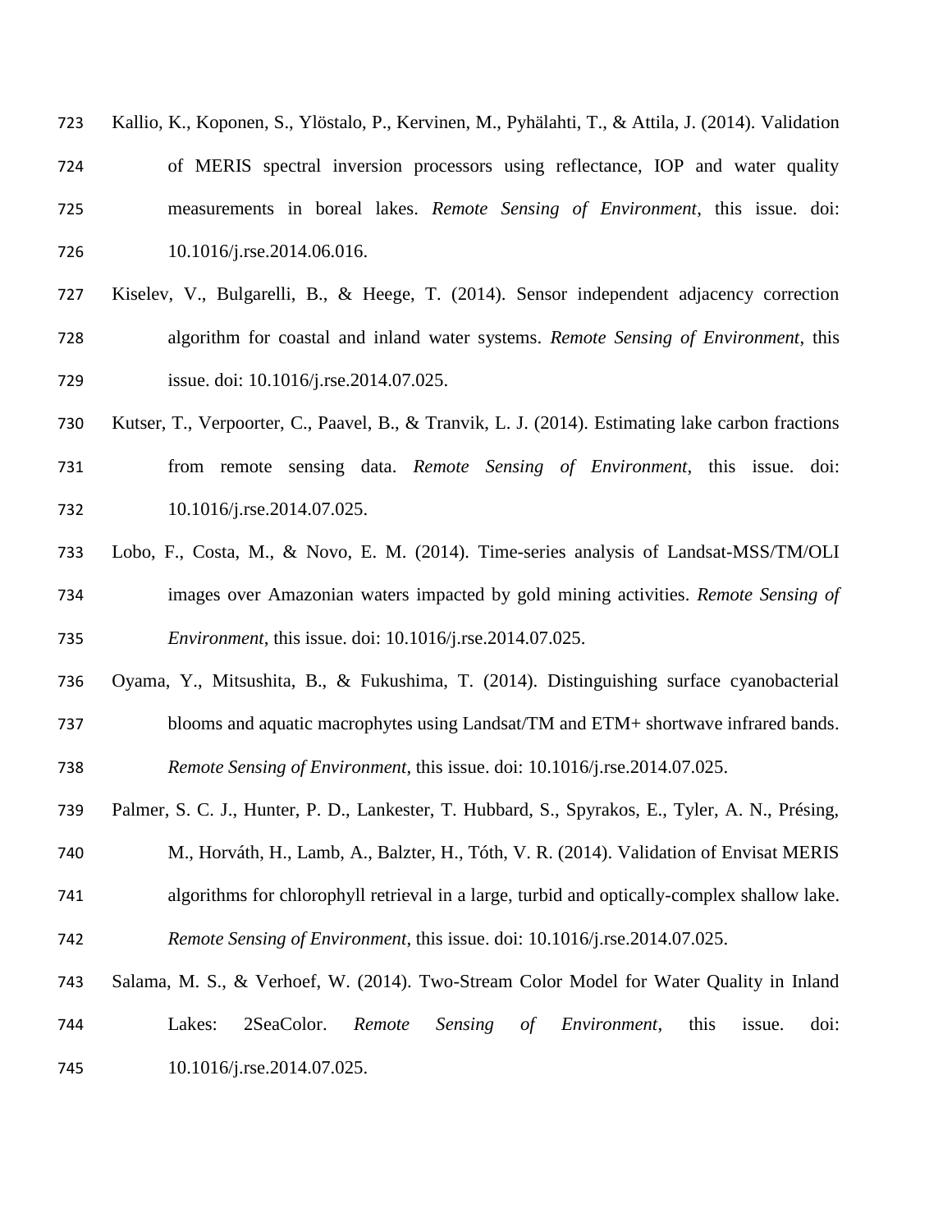Kallio, K., Koponen, S., Ylöstalo, P., Kervinen, M., Pyhälahti, T., & Attila, J. (2014). Validation of MERIS spectral inversion processors using reflectance, IOP and water quality measurements in boreal lakes. *Remote Sensing of Environment*, this issue. doi: 10.1016/j.rse.2014.06.016.

Kiselev, V., Bulgarelli, B., & Heege, T. (2014). Sensor independent adjacency correction algorithm for coastal and inland water systems. *Remote Sensing of Environment*, this issue. doi: 10.1016/j.rse.2014.07.025.

Kutser, T., Verpoorter, C., Paavel, B., & Tranvik, L. J. (2014). Estimating lake carbon fractions from remote sensing data. *Remote Sensing of Environment*, this issue. doi: 10.1016/j.rse.2014.07.025.

Lobo, F., Costa, M., & Novo, E. M. (2014). Time-series analysis of Landsat-MSS/TM/OLI images over Amazonian waters impacted by gold mining activities. *Remote Sensing of Environment*, this issue. doi: 10.1016/j.rse.2014.07.025.

Oyama, Y., Mitsushita, B., & Fukushima, T. (2014). Distinguishing surface cyanobacterial blooms and aquatic macrophytes using Landsat/TM and ETM+ shortwave infrared bands. *Remote Sensing of Environment*, this issue. doi: 10.1016/j.rse.2014.07.025.

Palmer, S. C. J., Hunter, P. D., Lankester, T. Hubbard, S., Spyrakos, E., Tyler, A. N., Présing, M., Horváth, H., Lamb, A., Balzter, H., Tóth, V. R. (2014). Validation of Envisat MERIS algorithms for chlorophyll retrieval in a large, turbid and optically-complex shallow lake. *Remote Sensing of Environment*, this issue. doi: 10.1016/j.rse.2014.07.025.

Salama, M. S., & Verhoef, W. (2014). Two-Stream Color Model for Water Quality in Inland Lakes: 2SeaColor. *Remote Sensing of Environment*, this issue. doi: 10.1016/j.rse.2014.07.025.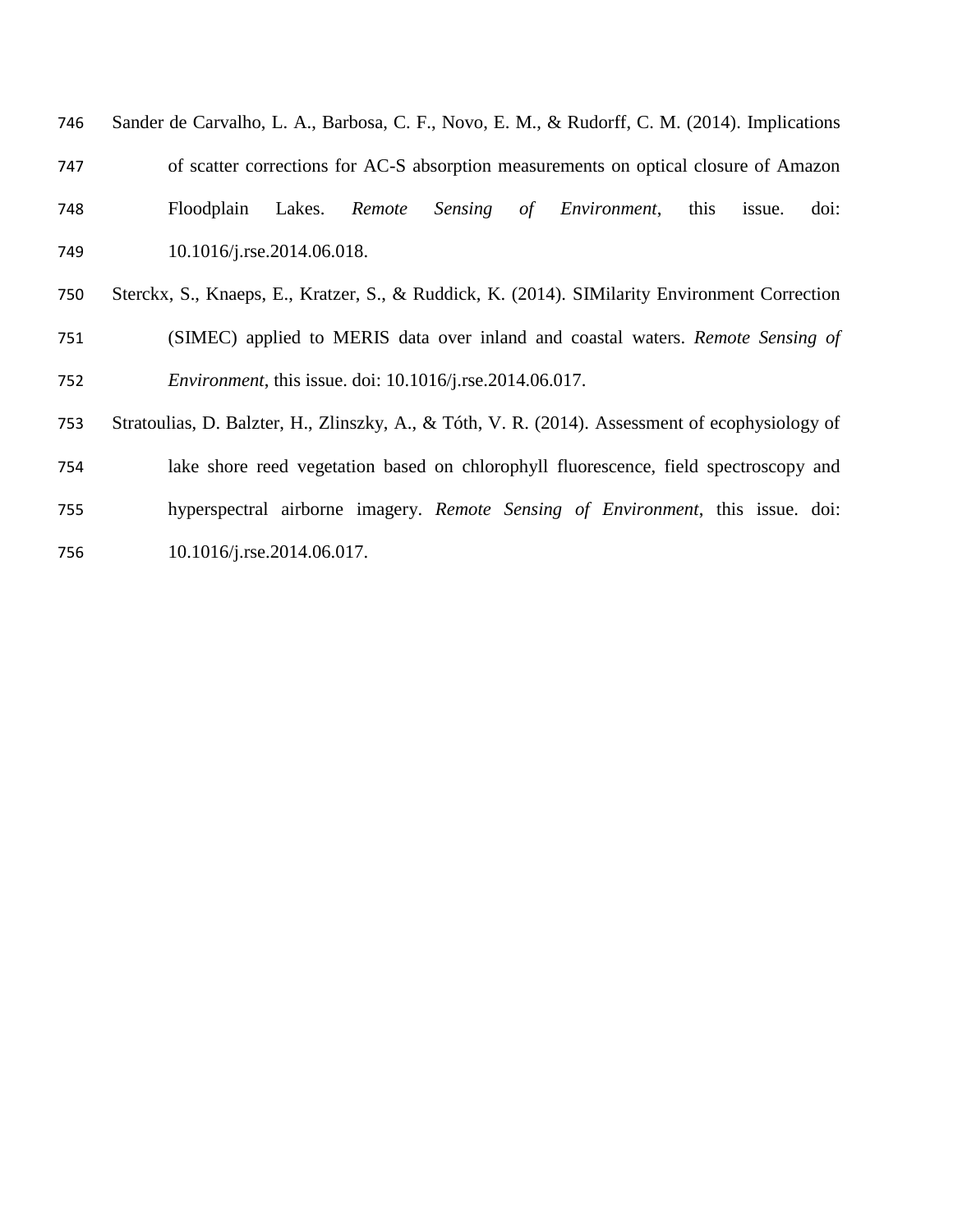Sander de Carvalho, L. A., Barbosa, C. F., Novo, E. M., & Rudorff, C. M. (2014). Implications of scatter corrections for AC-S absorption measurements on optical closure of Amazon Floodplain Lakes. *Remote Sensing of Environment*, this issue. doi: 10.1016/j.rse.2014.06.018.

Sterckx, S., Knaeps, E., Kratzer, S., & Ruddick, K. (2014). SIMilarity Environment Correction (SIMEC) applied to MERIS data over inland and coastal waters. *Remote Sensing of Environment*, this issue. doi: 10.1016/j.rse.2014.06.017.

Stratoulias, D. Balzter, H., Zlinszky, A., & Tóth, V. R. (2014). Assessment of ecophysiology of lake shore reed vegetation based on chlorophyll fluorescence, field spectroscopy and hyperspectral airborne imagery. *Remote Sensing of Environment*, this issue. doi: 10.1016/j.rse.2014.06.017.